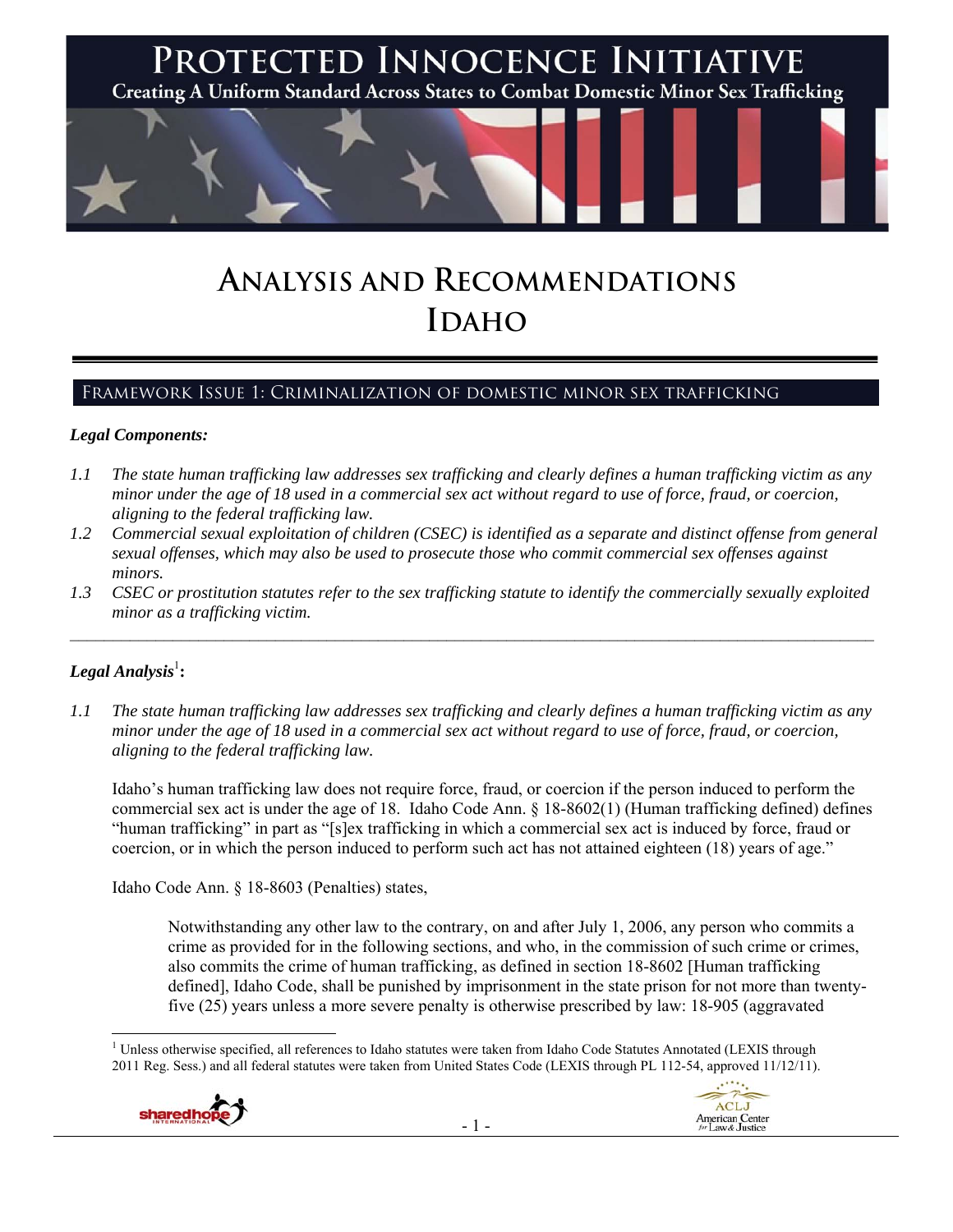# PROTECTED INNOCENCE INITIATIVE

**Creating A Uniform Standard Across States to Combat Domestic Minor Sex Trafficking**

# ANALYSIS AND RECOMMENDATIONS

# IDAHO

## FRAMEWORK ISSUE 1: CRIMINALIZATION OF DOMESTIC MINOR SEX TRAFFICKING

***Legal Components:***

*1.1 The state human trafficking law addresses sex trafficking and clearly defines a human trafficking victim as any minor under the age of 18 used in a commercial sex act without regard to use of force, fraud, or coercion, aligning to the federal trafficking law.*

*1.2 Commercial sexual exploitation of children (CSEC) is identified as a separate and distinct offense from general sexual offenses, which may also be used to prosecute those who commit commercial sex offenses against minors.*

*1.3 CSEC or prostitution statutes refer to the sex trafficking statute to identify the commercially sexually exploited minor as a trafficking victim.*

---

***Legal Analysis*[1]:**

*1.1 The state human trafficking law addresses sex trafficking and clearly defines a human trafficking victim as any minor under the age of 18 used in a commercial sex act without regard to use of force, fraud, or coercion, aligning to the federal trafficking law.*

Idaho's human trafficking law does not require force, fraud, or coercion if the person induced to perform the commercial sex act is under the age of 18. Idaho Code Ann. § 18-8602(1) (Human trafficking defined) defines "human trafficking" in part as "[s]ex trafficking in which a commercial sex act is induced by force, fraud or coercion, or in which the person induced to perform such act has not attained eighteen (18) years of age."

Idaho Code Ann. § 18-8603 (Penalties) states,

> Notwithstanding any other law to the contrary, on and after July 1, 2006, any person who commits a crime as provided for in the following sections, and who, in the commission of such crime or crimes, also commits the crime of human trafficking, as defined in section 18-8602 [Human trafficking defined], Idaho Code, shall be punished by imprisonment in the state prison for not more than twenty-five (25) years unless a more severe penalty is otherwise prescribed by law: 18-905 (aggravated

[1] Unless otherwise specified, all references to Idaho statutes were taken from Idaho Code Statutes Annotated (LEXIS through 2011 Reg. Sess.) and all federal statutes were taken from United States Code (LEXIS through PL 112-54, approved 11/12/11).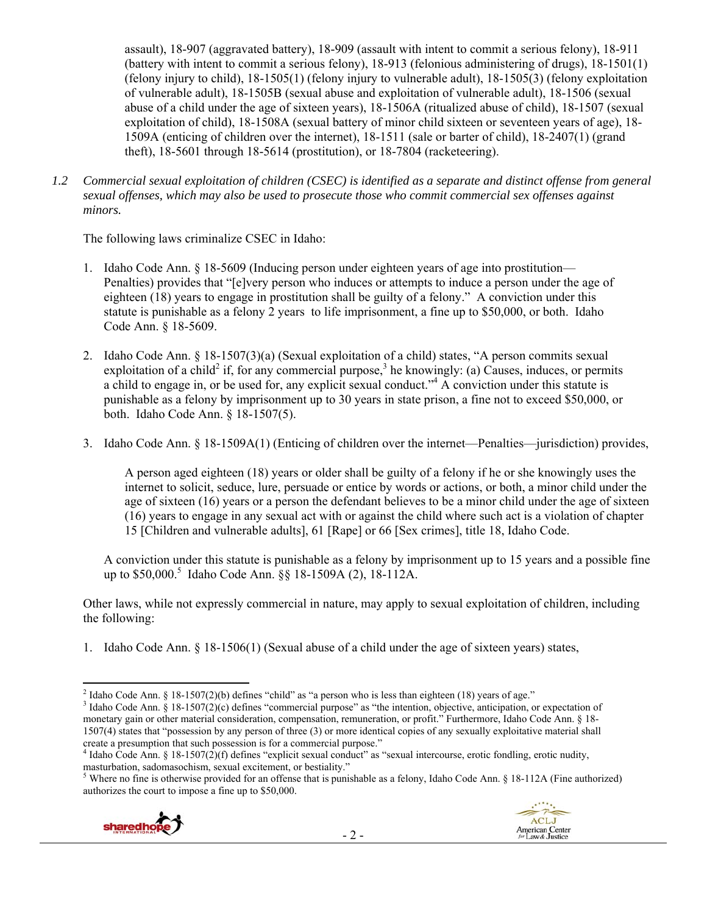assault), 18-907 (aggravated battery), 18-909 (assault with intent to commit a serious felony), 18-911 (battery with intent to commit a serious felony), 18-913 (felonious administering of drugs), 18-1501(1) (felony injury to child), 18-1505(1) (felony injury to vulnerable adult), 18-1505(3) (felony exploitation of vulnerable adult), 18-1505B (sexual abuse and exploitation of vulnerable adult), 18-1506 (sexual abuse of a child under the age of sixteen years), 18-1506A (ritualized abuse of child), 18-1507 (sexual exploitation of child), 18-1508A (sexual battery of minor child sixteen or seventeen years of age), 18-1509A (enticing of children over the internet), 18-1511 (sale or barter of child), 18-2407(1) (grand theft), 18-5601 through 18-5614 (prostitution), or 18-7804 (racketeering).

*1.2 Commercial sexual exploitation of children (CSEC) is identified as a separate and distinct offense from general sexual offenses, which may also be used to prosecute those who commit commercial sex offenses against minors.*

The following laws criminalize CSEC in Idaho:

1. Idaho Code Ann. § 18-5609 (Inducing person under eighteen years of age into prostitution—Penalties) provides that "[e]very person who induces or attempts to induce a person under the age of eighteen (18) years to engage in prostitution shall be guilty of a felony." A conviction under this statute is punishable as a felony 2 years to life imprisonment, a fine up to $50,000, or both. Idaho Code Ann. § 18-5609.

2. Idaho Code Ann. § 18-1507(3)(a) (Sexual exploitation of a child) states, "A person commits sexual exploitation of a child[2] if, for any commercial purpose,[3] he knowingly: (a) Causes, induces, or permits a child to engage in, or be used for, any explicit sexual conduct."[4] A conviction under this statute is punishable as a felony by imprisonment up to 30 years in state prison, a fine not to exceed $50,000, or both. Idaho Code Ann. § 18-1507(5).

3. Idaho Code Ann. § 18-1509A(1) (Enticing of children over the internet—Penalties—jurisdiction) provides,

   > A person aged eighteen (18) years or older shall be guilty of a felony if he or she knowingly uses the internet to solicit, seduce, lure, persuade or entice by words or actions, or both, a minor child under the age of sixteen (16) years or a person the defendant believes to be a minor child under the age of sixteen (16) years to engage in any sexual act with or against the child where such act is a violation of chapter 15 [Children and vulnerable adults], 61 [Rape] or 66 [Sex crimes], title 18, Idaho Code.

   A conviction under this statute is punishable as a felony by imprisonment up to 15 years and a possible fine up to $50,000.[5] Idaho Code Ann. §§ 18-1509A (2), 18-112A.

Other laws, while not expressly commercial in nature, may apply to sexual exploitation of children, including the following:

1. Idaho Code Ann. § 18-1506(1) (Sexual abuse of a child under the age of sixteen years) states,

---

[2] Idaho Code Ann. § 18-1507(2)(b) defines "child" as "a person who is less than eighteen (18) years of age."

[3] Idaho Code Ann. § 18-1507(2)(c) defines "commercial purpose" as "the intention, objective, anticipation, or expectation of monetary gain or other material consideration, compensation, remuneration, or profit." Furthermore, Idaho Code Ann. § 18-1507(4) states that "possession by any person of three (3) or more identical copies of any sexually exploitative material shall create a presumption that such possession is for a commercial purpose."

[4] Idaho Code Ann. § 18-1507(2)(f) defines "explicit sexual conduct" as "sexual intercourse, erotic fondling, erotic nudity, masturbation, sadomasochism, sexual excitement, or bestiality."

[5] Where no fine is otherwise provided for an offense that is punishable as a felony, Idaho Code Ann. § 18-112A (Fine authorized) authorizes the court to impose a fine up to $50,000.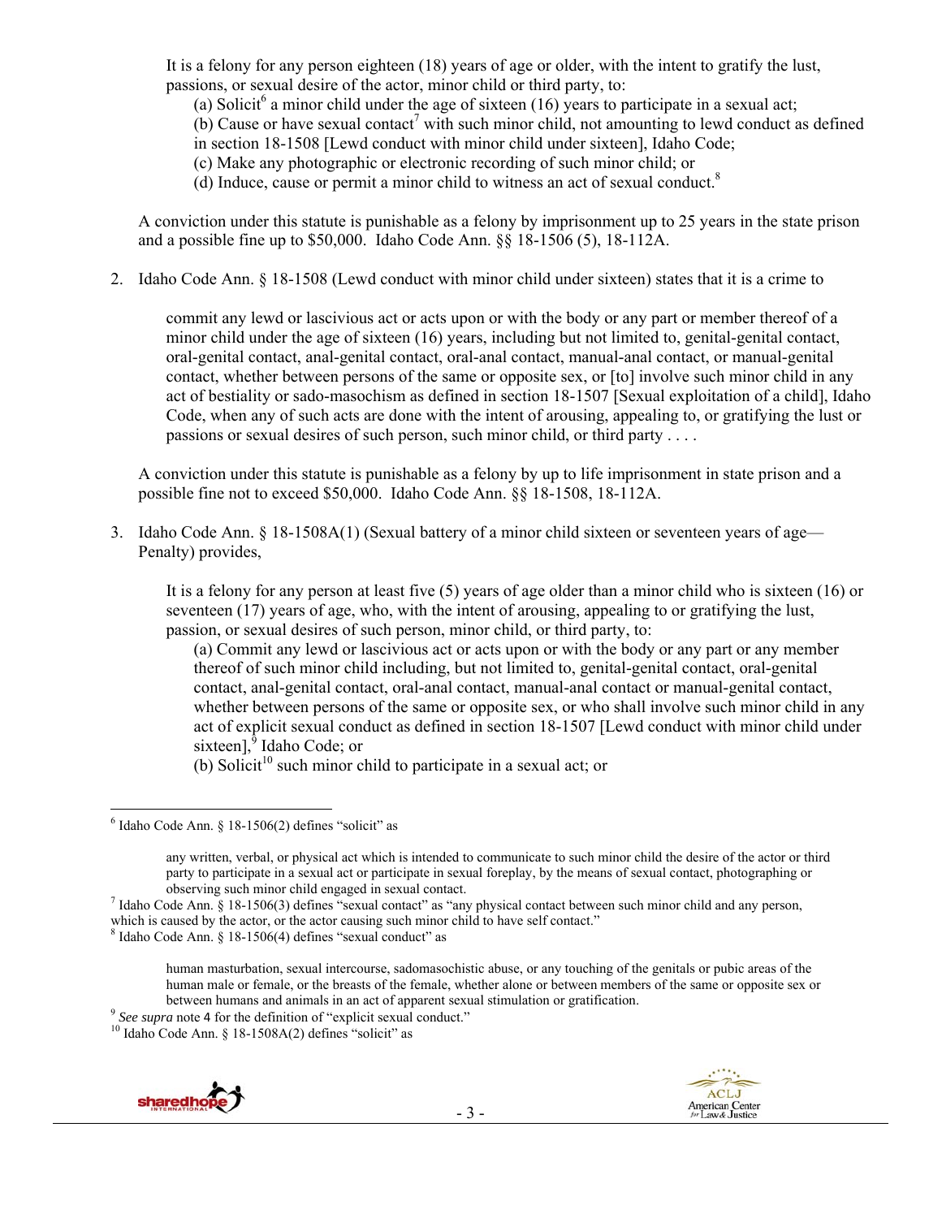It is a felony for any person eighteen (18) years of age or older, with the intent to gratify the lust, passions, or sexual desire of the actor, minor child or third party, to:

(a) Solicit[6] a minor child under the age of sixteen (16) years to participate in a sexual act;

(b) Cause or have sexual contact[7] with such minor child, not amounting to lewd conduct as defined in section 18-1508 [Lewd conduct with minor child under sixteen], Idaho Code;

(c) Make any photographic or electronic recording of such minor child; or

(d) Induce, cause or permit a minor child to witness an act of sexual conduct.[8]

A conviction under this statute is punishable as a felony by imprisonment up to 25 years in the state prison and a possible fine up to $50,000. Idaho Code Ann. §§ 18-1506 (5), 18-112A.

2. Idaho Code Ann. § 18-1508 (Lewd conduct with minor child under sixteen) states that it is a crime to

commit any lewd or lascivious act or acts upon or with the body or any part or member thereof of a minor child under the age of sixteen (16) years, including but not limited to, genital-genital contact, oral-genital contact, anal-genital contact, oral-anal contact, manual-anal contact, or manual-genital contact, whether between persons of the same or opposite sex, or [to] involve such minor child in any act of bestiality or sado-masochism as defined in section 18-1507 [Sexual exploitation of a child], Idaho Code, when any of such acts are done with the intent of arousing, appealing to, or gratifying the lust or passions or sexual desires of such person, such minor child, or third party . . . .

A conviction under this statute is punishable as a felony by up to life imprisonment in state prison and a possible fine not to exceed $50,000. Idaho Code Ann. §§ 18-1508, 18-112A.

3. Idaho Code Ann. § 18-1508A(1) (Sexual battery of a minor child sixteen or seventeen years of age—Penalty) provides,

It is a felony for any person at least five (5) years of age older than a minor child who is sixteen (16) or seventeen (17) years of age, who, with the intent of arousing, appealing to or gratifying the lust, passion, or sexual desires of such person, minor child, or third party, to:

(a) Commit any lewd or lascivious act or acts upon or with the body or any part or any member thereof of such minor child including, but not limited to, genital-genital contact, oral-genital contact, anal-genital contact, oral-anal contact, manual-anal contact or manual-genital contact, whether between persons of the same or opposite sex, or who shall involve such minor child in any act of explicit sexual conduct as defined in section 18-1507 [Lewd conduct with minor child under sixteen],[9] Idaho Code; or

(b) Solicit[10] such minor child to participate in a sexual act; or

---

[6] Idaho Code Ann. § 18-1506(2) defines "solicit" as

any written, verbal, or physical act which is intended to communicate to such minor child the desire of the actor or third party to participate in a sexual act or participate in sexual foreplay, by the means of sexual contact, photographing or observing such minor child engaged in sexual contact.

[7] Idaho Code Ann. § 18-1506(3) defines "sexual contact" as "any physical contact between such minor child and any person, which is caused by the actor, or the actor causing such minor child to have self contact."

[8] Idaho Code Ann. § 18-1506(4) defines "sexual conduct" as

human masturbation, sexual intercourse, sadomasochistic abuse, or any touching of the genitals or pubic areas of the human male or female, or the breasts of the female, whether alone or between members of the same or opposite sex or between humans and animals in an act of apparent sexual stimulation or gratification.

[9] *See supra* note 4 for the definition of "explicit sexual conduct."

[10] Idaho Code Ann. § 18-1508A(2) defines "solicit" as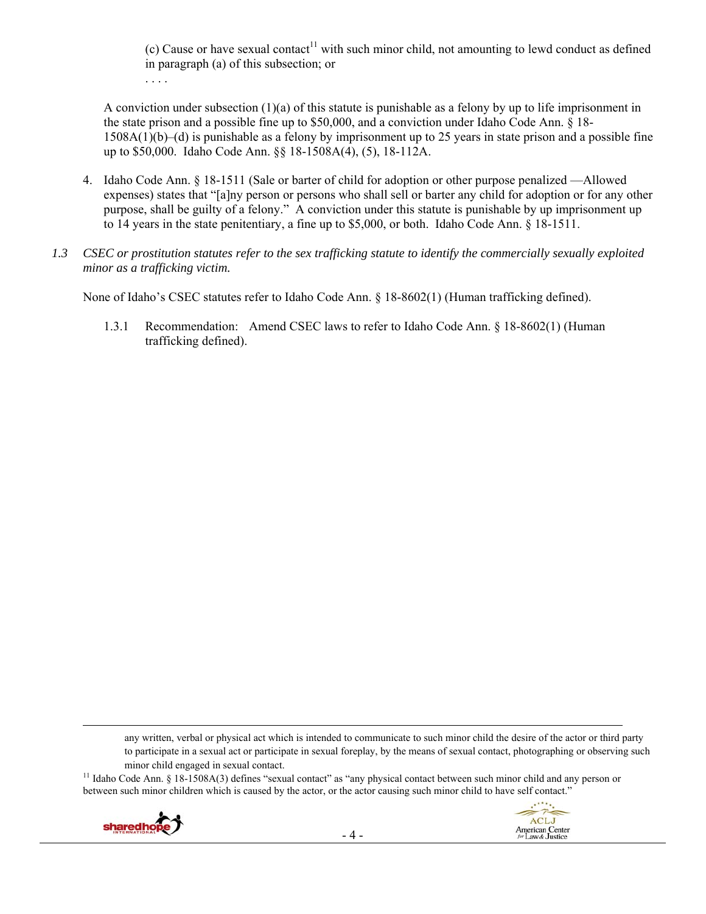(c) Cause or have sexual contact[11] with such minor child, not amounting to lewd conduct as defined in paragraph (a) of this subsection; or

. . . .

A conviction under subsection (1)(a) of this statute is punishable as a felony by up to life imprisonment in the state prison and a possible fine up to $50,000, and a conviction under Idaho Code Ann. § 18-1508A(1)(b)–(d) is punishable as a felony by imprisonment up to 25 years in state prison and a possible fine up to $50,000. Idaho Code Ann. §§ 18-1508A(4), (5), 18-112A.

4. Idaho Code Ann. § 18-1511 (Sale or barter of child for adoption or other purpose penalized —Allowed expenses) states that "[a]ny person or persons who shall sell or barter any child for adoption or for any other purpose, shall be guilty of a felony." A conviction under this statute is punishable by up imprisonment up to 14 years in the state penitentiary, a fine up to $5,000, or both. Idaho Code Ann. § 18-1511.

*1.3 CSEC or prostitution statutes refer to the sex trafficking statute to identify the commercially sexually exploited minor as a trafficking victim.*

None of Idaho's CSEC statutes refer to Idaho Code Ann. § 18-8602(1) (Human trafficking defined).

1.3.1 Recommendation: Amend CSEC laws to refer to Idaho Code Ann. § 18-8602(1) (Human trafficking defined).

---

any written, verbal or physical act which is intended to communicate to such minor child the desire of the actor or third party to participate in a sexual act or participate in sexual foreplay, by the means of sexual contact, photographing or observing such minor child engaged in sexual contact.

[11] Idaho Code Ann. § 18-1508A(3) defines "sexual contact" as "any physical contact between such minor child and any person or between such minor children which is caused by the actor, or the actor causing such minor child to have self contact."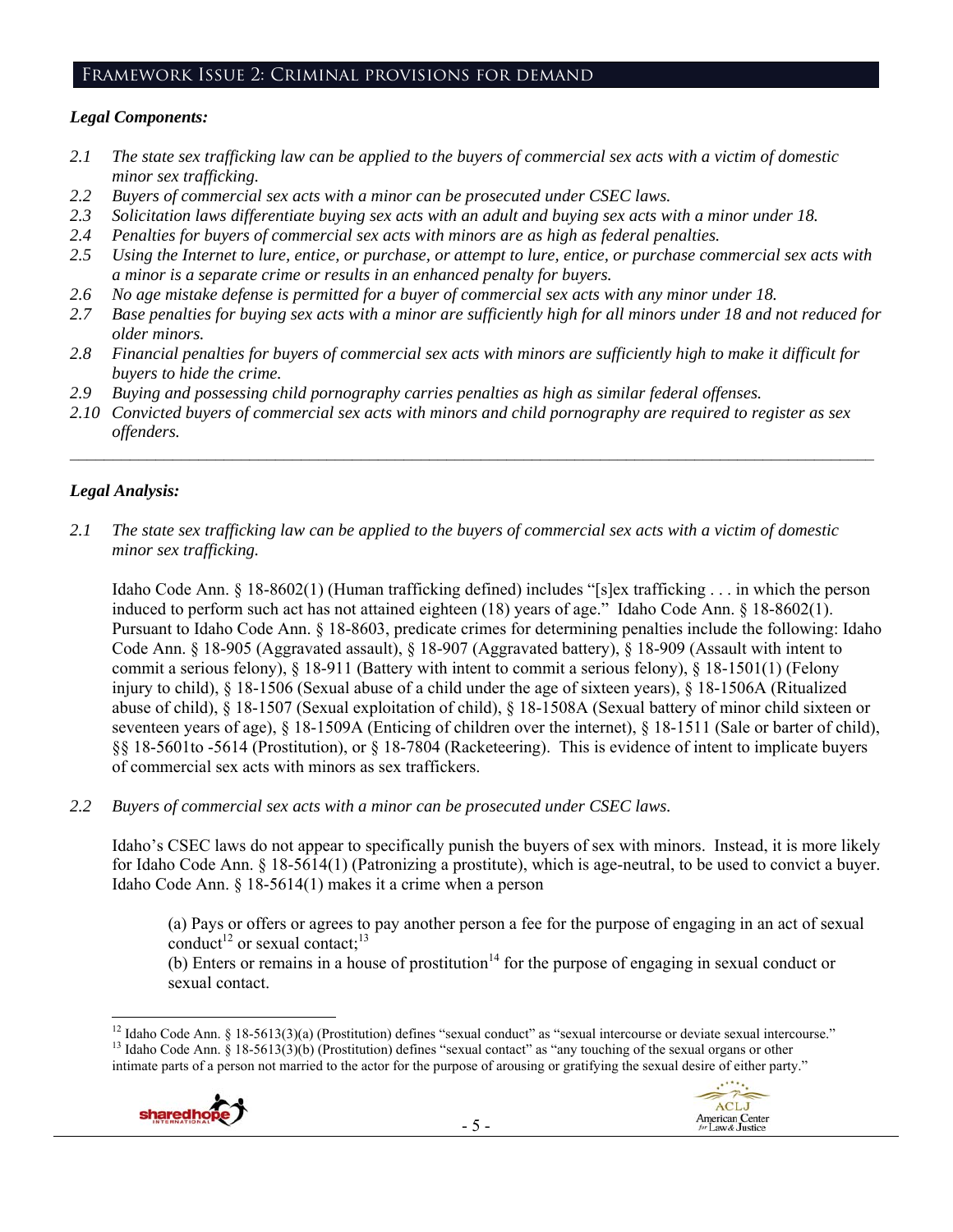## Framework Issue 2: Criminal provisions for demand

***Legal Components:***

*2.1 The state sex trafficking law can be applied to the buyers of commercial sex acts with a victim of domestic minor sex trafficking.*

*2.2 Buyers of commercial sex acts with a minor can be prosecuted under CSEC laws.*

*2.3 Solicitation laws differentiate buying sex acts with an adult and buying sex acts with a minor under 18.*

*2.4 Penalties for buyers of commercial sex acts with minors are as high as federal penalties.*

*2.5 Using the Internet to lure, entice, or purchase, or attempt to lure, entice, or purchase commercial sex acts with a minor is a separate crime or results in an enhanced penalty for buyers.*

*2.6 No age mistake defense is permitted for a buyer of commercial sex acts with any minor under 18.*

*2.7 Base penalties for buying sex acts with a minor are sufficiently high for all minors under 18 and not reduced for older minors.*

*2.8 Financial penalties for buyers of commercial sex acts with minors are sufficiently high to make it difficult for buyers to hide the crime.*

*2.9 Buying and possessing child pornography carries penalties as high as similar federal offenses.*

*2.10 Convicted buyers of commercial sex acts with minors and child pornography are required to register as sex offenders.*

---

***Legal Analysis:***

*2.1 The state sex trafficking law can be applied to the buyers of commercial sex acts with a victim of domestic minor sex trafficking.*

Idaho Code Ann. § 18-8602(1) (Human trafficking defined) includes "[s]ex trafficking . . . in which the person induced to perform such act has not attained eighteen (18) years of age." Idaho Code Ann. § 18-8602(1). Pursuant to Idaho Code Ann. § 18-8603, predicate crimes for determining penalties include the following: Idaho Code Ann. § 18-905 (Aggravated assault), § 18-907 (Aggravated battery), § 18-909 (Assault with intent to commit a serious felony), § 18-911 (Battery with intent to commit a serious felony), § 18-1501(1) (Felony injury to child), § 18-1506 (Sexual abuse of a child under the age of sixteen years), § 18-1506A (Ritualized abuse of child), § 18-1507 (Sexual exploitation of child), § 18-1508A (Sexual battery of minor child sixteen or seventeen years of age), § 18-1509A (Enticing of children over the internet), § 18-1511 (Sale or barter of child), §§ 18-5601to -5614 (Prostitution), or § 18-7804 (Racketeering). This is evidence of intent to implicate buyers of commercial sex acts with minors as sex traffickers.

*2.2 Buyers of commercial sex acts with a minor can be prosecuted under CSEC laws.*

Idaho's CSEC laws do not appear to specifically punish the buyers of sex with minors. Instead, it is more likely for Idaho Code Ann. § 18-5614(1) (Patronizing a prostitute), which is age-neutral, to be used to convict a buyer. Idaho Code Ann. § 18-5614(1) makes it a crime when a person

> (a) Pays or offers or agrees to pay another person a fee for the purpose of engaging in an act of sexual conduct[12] or sexual contact;[13]
>
> (b) Enters or remains in a house of prostitution[14] for the purpose of engaging in sexual conduct or sexual contact.

---

[12] Idaho Code Ann. § 18-5613(3)(a) (Prostitution) defines "sexual conduct" as "sexual intercourse or deviate sexual intercourse."

[13] Idaho Code Ann. § 18-5613(3)(b) (Prostitution) defines "sexual contact" as "any touching of the sexual organs or other intimate parts of a person not married to the actor for the purpose of arousing or gratifying the sexual desire of either party."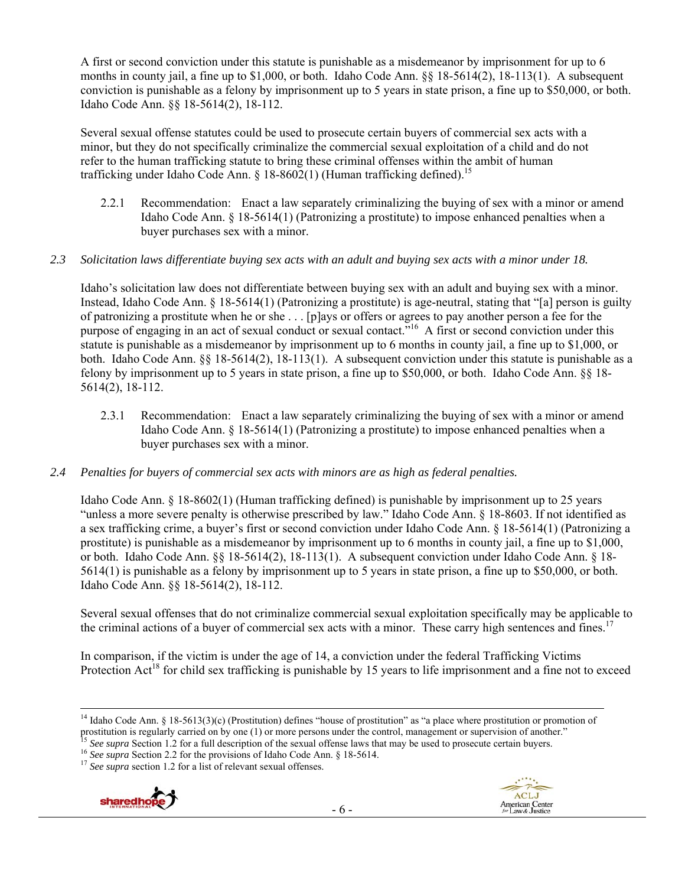A first or second conviction under this statute is punishable as a misdemeanor by imprisonment for up to 6 months in county jail, a fine up to $1,000, or both. Idaho Code Ann. §§ 18-5614(2), 18-113(1). A subsequent conviction is punishable as a felony by imprisonment up to 5 years in state prison, a fine up to $50,000, or both. Idaho Code Ann. §§ 18-5614(2), 18-112.

Several sexual offense statutes could be used to prosecute certain buyers of commercial sex acts with a minor, but they do not specifically criminalize the commercial sexual exploitation of a child and do not refer to the human trafficking statute to bring these criminal offenses within the ambit of human trafficking under Idaho Code Ann. § 18-8602(1) (Human trafficking defined).[15]

2.2.1 Recommendation: Enact a law separately criminalizing the buying of sex with a minor or amend Idaho Code Ann. § 18-5614(1) (Patronizing a prostitute) to impose enhanced penalties when a buyer purchases sex with a minor.

*2.3 Solicitation laws differentiate buying sex acts with an adult and buying sex acts with a minor under 18.*

Idaho's solicitation law does not differentiate between buying sex with an adult and buying sex with a minor. Instead, Idaho Code Ann. § 18-5614(1) (Patronizing a prostitute) is age-neutral, stating that "[a] person is guilty of patronizing a prostitute when he or she . . . [p]ays or offers or agrees to pay another person a fee for the purpose of engaging in an act of sexual conduct or sexual contact."[16] A first or second conviction under this statute is punishable as a misdemeanor by imprisonment up to 6 months in county jail, a fine up to $1,000, or both. Idaho Code Ann. §§ 18-5614(2), 18-113(1). A subsequent conviction under this statute is punishable as a felony by imprisonment up to 5 years in state prison, a fine up to $50,000, or both. Idaho Code Ann. §§ 18-5614(2), 18-112.

2.3.1 Recommendation: Enact a law separately criminalizing the buying of sex with a minor or amend Idaho Code Ann. § 18-5614(1) (Patronizing a prostitute) to impose enhanced penalties when a buyer purchases sex with a minor.

*2.4 Penalties for buyers of commercial sex acts with minors are as high as federal penalties.*

Idaho Code Ann. § 18-8602(1) (Human trafficking defined) is punishable by imprisonment up to 25 years "unless a more severe penalty is otherwise prescribed by law." Idaho Code Ann. § 18-8603. If not identified as a sex trafficking crime, a buyer's first or second conviction under Idaho Code Ann. § 18-5614(1) (Patronizing a prostitute) is punishable as a misdemeanor by imprisonment up to 6 months in county jail, a fine up to $1,000, or both. Idaho Code Ann. §§ 18-5614(2), 18-113(1). A subsequent conviction under Idaho Code Ann. § 18-5614(1) is punishable as a felony by imprisonment up to 5 years in state prison, a fine up to $50,000, or both. Idaho Code Ann. §§ 18-5614(2), 18-112.

Several sexual offenses that do not criminalize commercial sexual exploitation specifically may be applicable to the criminal actions of a buyer of commercial sex acts with a minor. These carry high sentences and fines.[17]

In comparison, if the victim is under the age of 14, a conviction under the federal Trafficking Victims Protection Act[18] for child sex trafficking is punishable by 15 years to life imprisonment and a fine not to exceed

---

[14] Idaho Code Ann. § 18-5613(3)(c) (Prostitution) defines "house of prostitution" as "a place where prostitution or promotion of prostitution is regularly carried on by one (1) or more persons under the control, management or supervision of another."

[15] *See supra* Section 1.2 for a full description of the sexual offense laws that may be used to prosecute certain buyers.

[16] *See supra* Section 2.2 for the provisions of Idaho Code Ann. § 18-5614.

[17] *See supra* section 1.2 for a list of relevant sexual offenses.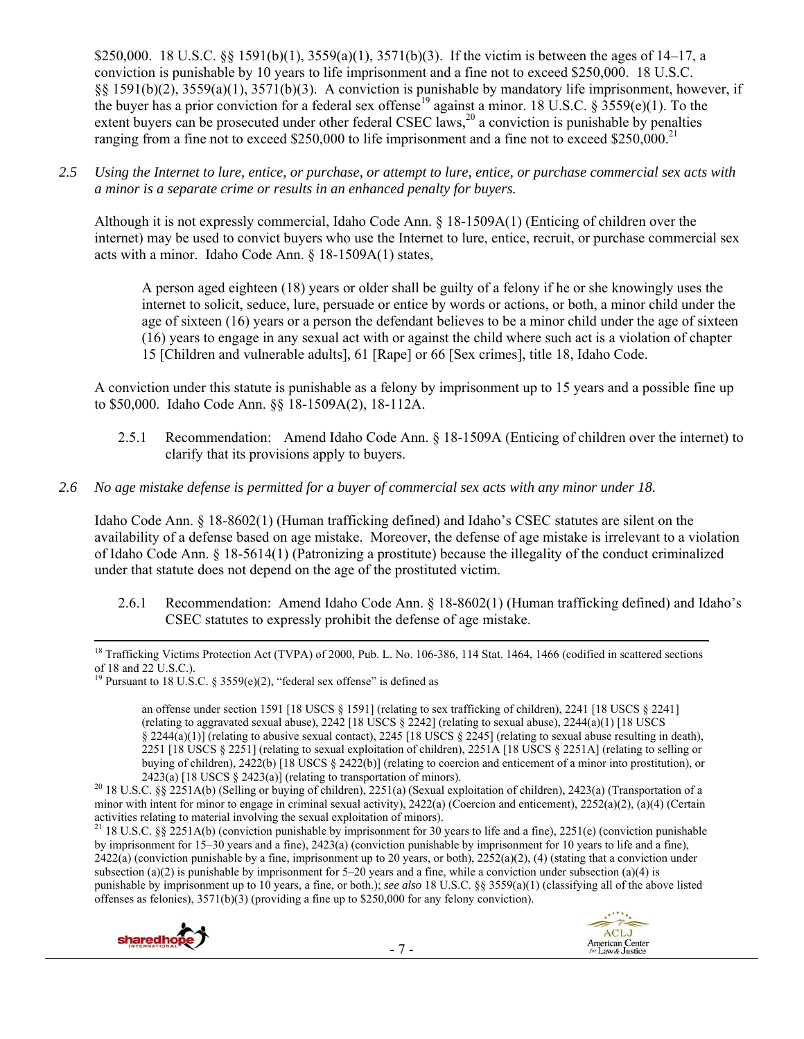$250,000. 18 U.S.C. §§ 1591(b)(1), 3559(a)(1), 3571(b)(3). If the victim is between the ages of 14–17, a conviction is punishable by 10 years to life imprisonment and a fine not to exceed $250,000. 18 U.S.C. §§ 1591(b)(2), 3559(a)(1), 3571(b)(3). A conviction is punishable by mandatory life imprisonment, however, if the buyer has a prior conviction for a federal sex offense[19] against a minor. 18 U.S.C. § 3559(e)(1). To the extent buyers can be prosecuted under other federal CSEC laws,[20] a conviction is punishable by penalties ranging from a fine not to exceed $250,000 to life imprisonment and a fine not to exceed $250,000.[21]

*2.5 Using the Internet to lure, entice, or purchase, or attempt to lure, entice, or purchase commercial sex acts with a minor is a separate crime or results in an enhanced penalty for buyers.*

Although it is not expressly commercial, Idaho Code Ann. § 18-1509A(1) (Enticing of children over the internet) may be used to convict buyers who use the Internet to lure, entice, recruit, or purchase commercial sex acts with a minor. Idaho Code Ann. § 18-1509A(1) states,

> A person aged eighteen (18) years or older shall be guilty of a felony if he or she knowingly uses the internet to solicit, seduce, lure, persuade or entice by words or actions, or both, a minor child under the age of sixteen (16) years or a person the defendant believes to be a minor child under the age of sixteen (16) years to engage in any sexual act with or against the child where such act is a violation of chapter 15 [Children and vulnerable adults], 61 [Rape] or 66 [Sex crimes], title 18, Idaho Code.

A conviction under this statute is punishable as a felony by imprisonment up to 15 years and a possible fine up to $50,000. Idaho Code Ann. §§ 18-1509A(2), 18-112A.

2.5.1 Recommendation: Amend Idaho Code Ann. § 18-1509A (Enticing of children over the internet) to clarify that its provisions apply to buyers.

*2.6 No age mistake defense is permitted for a buyer of commercial sex acts with any minor under 18.*

Idaho Code Ann. § 18-8602(1) (Human trafficking defined) and Idaho's CSEC statutes are silent on the availability of a defense based on age mistake. Moreover, the defense of age mistake is irrelevant to a violation of Idaho Code Ann. § 18-5614(1) (Patronizing a prostitute) because the illegality of the conduct criminalized under that statute does not depend on the age of the prostituted victim.

2.6.1 Recommendation: Amend Idaho Code Ann. § 18-8602(1) (Human trafficking defined) and Idaho's CSEC statutes to expressly prohibit the defense of age mistake.

---

[18] Trafficking Victims Protection Act (TVPA) of 2000, Pub. L. No. 106-386, 114 Stat. 1464, 1466 (codified in scattered sections of 18 and 22 U.S.C.).

[19] Pursuant to 18 U.S.C. § 3559(e)(2), "federal sex offense" is defined as

> an offense under section 1591 [18 USCS § 1591] (relating to sex trafficking of children), 2241 [18 USCS § 2241] (relating to aggravated sexual abuse), 2242 [18 USCS § 2242] (relating to sexual abuse), 2244(a)(1) [18 USCS § 2244(a)(1)] (relating to abusive sexual contact), 2245 [18 USCS § 2245] (relating to sexual abuse resulting in death), 2251 [18 USCS § 2251] (relating to sexual exploitation of children), 2251A [18 USCS § 2251A] (relating to selling or buying of children), 2422(b) [18 USCS § 2422(b)] (relating to coercion and enticement of a minor into prostitution), or 2423(a) [18 USCS § 2423(a)] (relating to transportation of minors).

[20] 18 U.S.C. §§ 2251A(b) (Selling or buying of children), 2251(a) (Sexual exploitation of children), 2423(a) (Transportation of a minor with intent for minor to engage in criminal sexual activity), 2422(a) (Coercion and enticement), 2252(a)(2), (a)(4) (Certain activities relating to material involving the sexual exploitation of minors).

[21] 18 U.S.C. §§ 2251A(b) (conviction punishable by imprisonment for 30 years to life and a fine), 2251(e) (conviction punishable by imprisonment for 15–30 years and a fine), 2423(a) (conviction punishable by imprisonment for 10 years to life and a fine), 2422(a) (conviction punishable by a fine, imprisonment up to 20 years, or both), 2252(a)(2), (4) (stating that a conviction under subsection (a)(2) is punishable by imprisonment for 5–20 years and a fine, while a conviction under subsection (a)(4) is punishable by imprisonment up to 10 years, a fine, or both.); *see also* 18 U.S.C. §§ 3559(a)(1) (classifying all of the above listed offenses as felonies), 3571(b)(3) (providing a fine up to $250,000 for any felony conviction).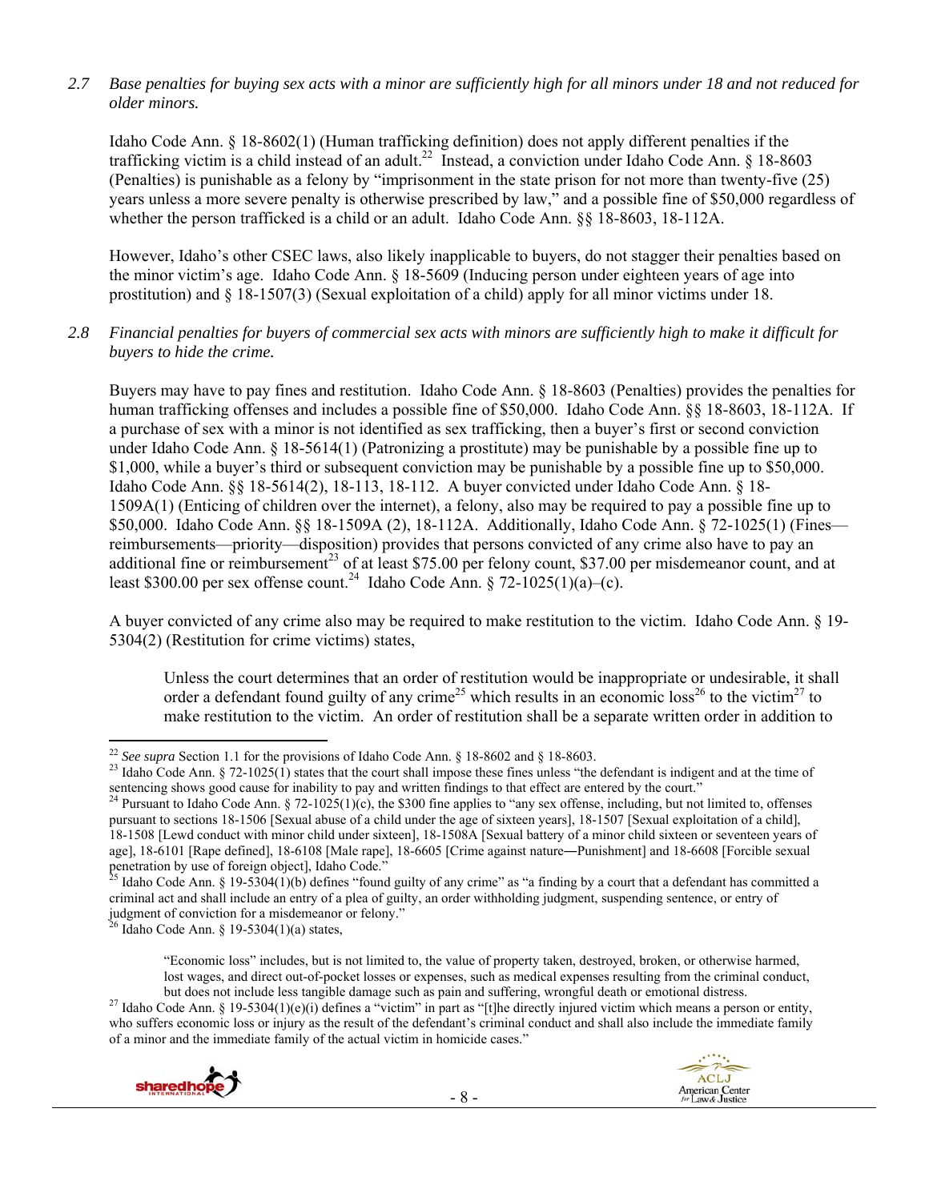*2.7 Base penalties for buying sex acts with a minor are sufficiently high for all minors under 18 and not reduced for older minors.*

Idaho Code Ann. § 18-8602(1) (Human trafficking definition) does not apply different penalties if the trafficking victim is a child instead of an adult.[22] Instead, a conviction under Idaho Code Ann. § 18-8603 (Penalties) is punishable as a felony by "imprisonment in the state prison for not more than twenty-five (25) years unless a more severe penalty is otherwise prescribed by law," and a possible fine of $50,000 regardless of whether the person trafficked is a child or an adult. Idaho Code Ann. §§ 18-8603, 18-112A.

However, Idaho's other CSEC laws, also likely inapplicable to buyers, do not stagger their penalties based on the minor victim's age. Idaho Code Ann. § 18-5609 (Inducing person under eighteen years of age into prostitution) and § 18-1507(3) (Sexual exploitation of a child) apply for all minor victims under 18.

*2.8 Financial penalties for buyers of commercial sex acts with minors are sufficiently high to make it difficult for buyers to hide the crime.*

Buyers may have to pay fines and restitution. Idaho Code Ann. § 18-8603 (Penalties) provides the penalties for human trafficking offenses and includes a possible fine of $50,000. Idaho Code Ann. §§ 18-8603, 18-112A. If a purchase of sex with a minor is not identified as sex trafficking, then a buyer's first or second conviction under Idaho Code Ann. § 18-5614(1) (Patronizing a prostitute) may be punishable by a possible fine up to $1,000, while a buyer's third or subsequent conviction may be punishable by a possible fine up to $50,000. Idaho Code Ann. §§ 18-5614(2), 18-113, 18-112. A buyer convicted under Idaho Code Ann. § 18-1509A(1) (Enticing of children over the internet), a felony, also may be required to pay a possible fine up to $50,000. Idaho Code Ann. §§ 18-1509A (2), 18-112A. Additionally, Idaho Code Ann. § 72-1025(1) (Fines—reimbursements—priority—disposition) provides that persons convicted of any crime also have to pay an additional fine or reimbursement[23] of at least $75.00 per felony count, $37.00 per misdemeanor count, and at least $300.00 per sex offense count.[24] Idaho Code Ann. § 72-1025(1)(a)–(c).

A buyer convicted of any crime also may be required to make restitution to the victim. Idaho Code Ann. § 19-5304(2) (Restitution for crime victims) states,

> Unless the court determines that an order of restitution would be inappropriate or undesirable, it shall order a defendant found guilty of any crime[25] which results in an economic loss[26] to the victim[27] to make restitution to the victim. An order of restitution shall be a separate written order in addition to

---

[22] *See supra* Section 1.1 for the provisions of Idaho Code Ann. § 18-8602 and § 18-8603.

[23] Idaho Code Ann. § 72-1025(1) states that the court shall impose these fines unless "the defendant is indigent and at the time of sentencing shows good cause for inability to pay and written findings to that effect are entered by the court."

[24] Pursuant to Idaho Code Ann. § 72-1025(1)(c), the $300 fine applies to "any sex offense, including, but not limited to, offenses pursuant to sections 18-1506 [Sexual abuse of a child under the age of sixteen years], 18-1507 [Sexual exploitation of a child], 18-1508 [Lewd conduct with minor child under sixteen], 18-1508A [Sexual battery of a minor child sixteen or seventeen years of age], 18-6101 [Rape defined], 18-6108 [Male rape], 18-6605 [Crime against nature―Punishment] and 18-6608 [Forcible sexual penetration by use of foreign object], Idaho Code."

[25] Idaho Code Ann. § 19-5304(1)(b) defines "found guilty of any crime" as "a finding by a court that a defendant has committed a criminal act and shall include an entry of a plea of guilty, an order withholding judgment, suspending sentence, or entry of judgment of conviction for a misdemeanor or felony."

[26] Idaho Code Ann. § 19-5304(1)(a) states,

> "Economic loss" includes, but is not limited to, the value of property taken, destroyed, broken, or otherwise harmed, lost wages, and direct out-of-pocket losses or expenses, such as medical expenses resulting from the criminal conduct, but does not include less tangible damage such as pain and suffering, wrongful death or emotional distress.

[27] Idaho Code Ann. § 19-5304(1)(e)(i) defines a "victim" in part as "[t]he directly injured victim which means a person or entity, who suffers economic loss or injury as the result of the defendant's criminal conduct and shall also include the immediate family of a minor and the immediate family of the actual victim in homicide cases."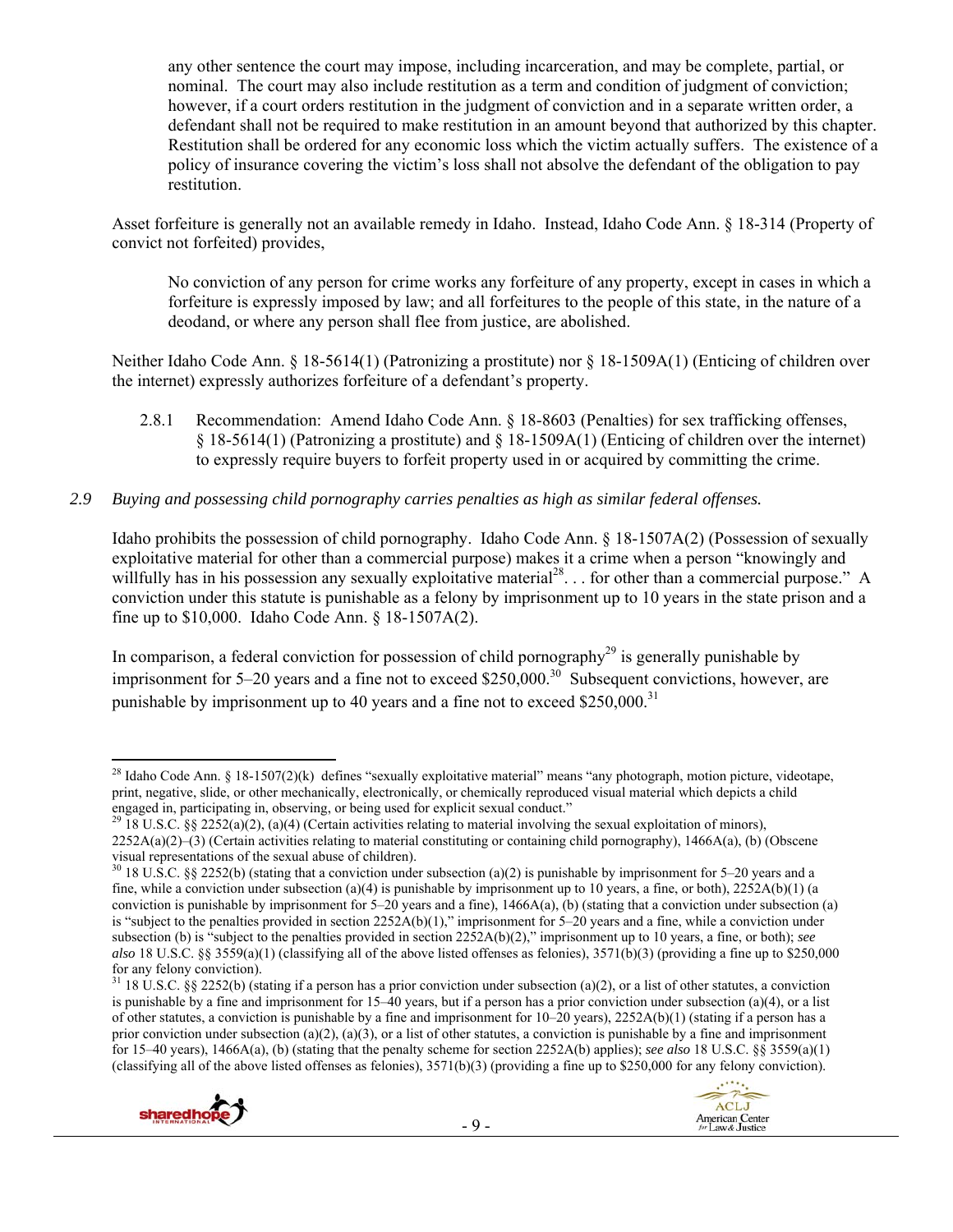any other sentence the court may impose, including incarceration, and may be complete, partial, or nominal. The court may also include restitution as a term and condition of judgment of conviction; however, if a court orders restitution in the judgment of conviction and in a separate written order, a defendant shall not be required to make restitution in an amount beyond that authorized by this chapter. Restitution shall be ordered for any economic loss which the victim actually suffers. The existence of a policy of insurance covering the victim's loss shall not absolve the defendant of the obligation to pay restitution.

Asset forfeiture is generally not an available remedy in Idaho. Instead, Idaho Code Ann. § 18-314 (Property of convict not forfeited) provides,

> No conviction of any person for crime works any forfeiture of any property, except in cases in which a forfeiture is expressly imposed by law; and all forfeitures to the people of this state, in the nature of a deodand, or where any person shall flee from justice, are abolished.

Neither Idaho Code Ann. § 18-5614(1) (Patronizing a prostitute) nor § 18-1509A(1) (Enticing of children over the internet) expressly authorizes forfeiture of a defendant's property.

2.8.1 Recommendation: Amend Idaho Code Ann. § 18-8603 (Penalties) for sex trafficking offenses, § 18-5614(1) (Patronizing a prostitute) and § 18-1509A(1) (Enticing of children over the internet) to expressly require buyers to forfeit property used in or acquired by committing the crime.

*2.9 Buying and possessing child pornography carries penalties as high as similar federal offenses.*

Idaho prohibits the possession of child pornography. Idaho Code Ann. § 18-1507A(2) (Possession of sexually exploitative material for other than a commercial purpose) makes it a crime when a person "knowingly and willfully has in his possession any sexually exploitative material[28]. . . for other than a commercial purpose." A conviction under this statute is punishable as a felony by imprisonment up to 10 years in the state prison and a fine up to $10,000. Idaho Code Ann. § 18-1507A(2).

In comparison, a federal conviction for possession of child pornography[29] is generally punishable by imprisonment for 5–20 years and a fine not to exceed $250,000.[30] Subsequent convictions, however, are punishable by imprisonment up to 40 years and a fine not to exceed $250,000.[31]

---

[28] Idaho Code Ann. § 18-1507(2)(k) defines "sexually exploitative material" means "any photograph, motion picture, videotape, print, negative, slide, or other mechanically, electronically, or chemically reproduced visual material which depicts a child engaged in, participating in, observing, or being used for explicit sexual conduct."

[29] 18 U.S.C. §§ 2252(a)(2), (a)(4) (Certain activities relating to material involving the sexual exploitation of minors), 2252A(a)(2)–(3) (Certain activities relating to material constituting or containing child pornography), 1466A(a), (b) (Obscene visual representations of the sexual abuse of children).

[30] 18 U.S.C. §§ 2252(b) (stating that a conviction under subsection (a)(2) is punishable by imprisonment for 5–20 years and a fine, while a conviction under subsection (a)(4) is punishable by imprisonment up to 10 years, a fine, or both), 2252A(b)(1) (a conviction is punishable by imprisonment for 5–20 years and a fine), 1466A(a), (b) (stating that a conviction under subsection (a) is "subject to the penalties provided in section 2252A(b)(1)," imprisonment for 5–20 years and a fine, while a conviction under subsection (b) is "subject to the penalties provided in section 2252A(b)(2)," imprisonment up to 10 years, a fine, or both); *see also* 18 U.S.C. §§ 3559(a)(1) (classifying all of the above listed offenses as felonies), 3571(b)(3) (providing a fine up to $250,000 for any felony conviction).

[31] 18 U.S.C. §§ 2252(b) (stating if a person has a prior conviction under subsection (a)(2), or a list of other statutes, a conviction is punishable by a fine and imprisonment for 15–40 years, but if a person has a prior conviction under subsection (a)(4), or a list of other statutes, a conviction is punishable by a fine and imprisonment for 10–20 years), 2252A(b)(1) (stating if a person has a prior conviction under subsection (a)(2), (a)(3), or a list of other statutes, a conviction is punishable by a fine and imprisonment for 15–40 years), 1466A(a), (b) (stating that the penalty scheme for section 2252A(b) applies); *see also* 18 U.S.C. §§ 3559(a)(1) (classifying all of the above listed offenses as felonies), 3571(b)(3) (providing a fine up to $250,000 for any felony conviction).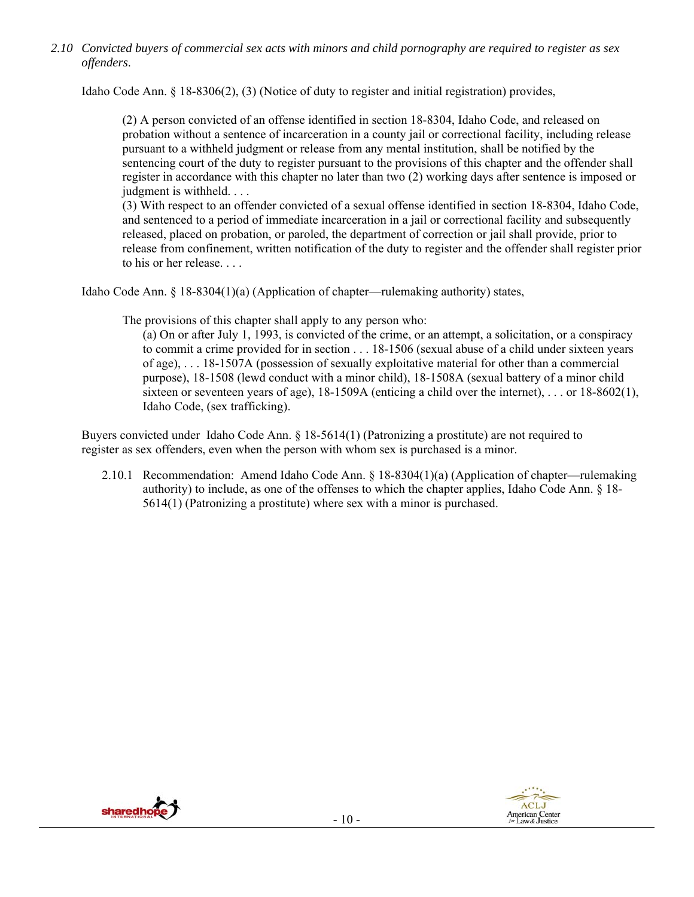*2.10 Convicted buyers of commercial sex acts with minors and child pornography are required to register as sex offenders*.

Idaho Code Ann. § 18-8306(2), (3) (Notice of duty to register and initial registration) provides,

> (2) A person convicted of an offense identified in section 18-8304, Idaho Code, and released on probation without a sentence of incarceration in a county jail or correctional facility, including release pursuant to a withheld judgment or release from any mental institution, shall be notified by the sentencing court of the duty to register pursuant to the provisions of this chapter and the offender shall register in accordance with this chapter no later than two (2) working days after sentence is imposed or judgment is withheld. . . .
> (3) With respect to an offender convicted of a sexual offense identified in section 18-8304, Idaho Code, and sentenced to a period of immediate incarceration in a jail or correctional facility and subsequently released, placed on probation, or paroled, the department of correction or jail shall provide, prior to release from confinement, written notification of the duty to register and the offender shall register prior to his or her release. . . .

Idaho Code Ann. § 18-8304(1)(a) (Application of chapter—rulemaking authority) states,

> The provisions of this chapter shall apply to any person who:
>
> (a) On or after July 1, 1993, is convicted of the crime, or an attempt, a solicitation, or a conspiracy to commit a crime provided for in section . . . 18-1506 (sexual abuse of a child under sixteen years of age), . . . 18-1507A (possession of sexually exploitative material for other than a commercial purpose), 18-1508 (lewd conduct with a minor child), 18-1508A (sexual battery of a minor child sixteen or seventeen years of age), 18-1509A (enticing a child over the internet), . . . or 18-8602(1), Idaho Code, (sex trafficking).

Buyers convicted under Idaho Code Ann. § 18-5614(1) (Patronizing a prostitute) are not required to register as sex offenders, even when the person with whom sex is purchased is a minor.

2.10.1 Recommendation: Amend Idaho Code Ann. § 18-8304(1)(a) (Application of chapter—rulemaking authority) to include, as one of the offenses to which the chapter applies, Idaho Code Ann. § 18-5614(1) (Patronizing a prostitute) where sex with a minor is purchased.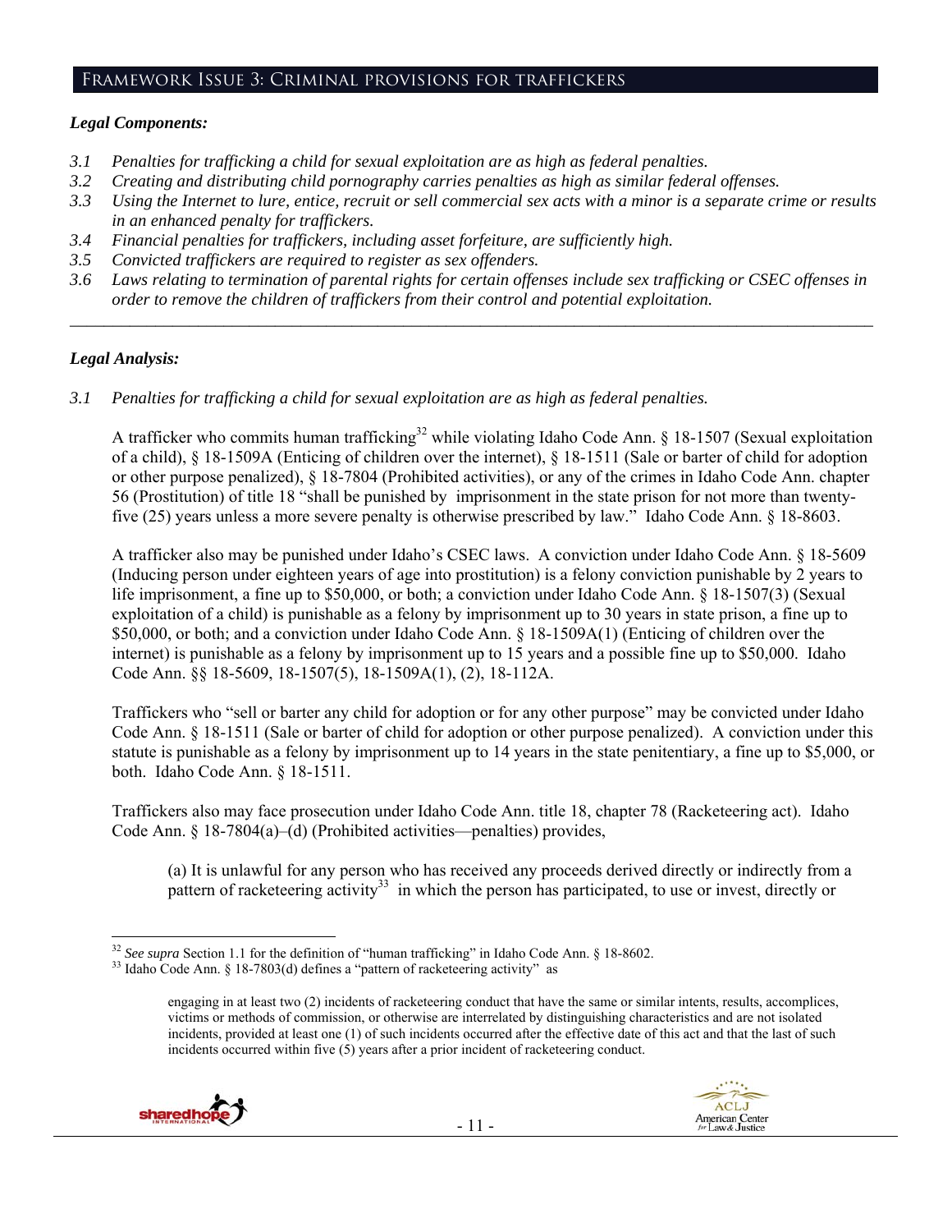## Framework Issue 3: Criminal provisions for traffickers

### *Legal Components:*

*3.1 Penalties for trafficking a child for sexual exploitation are as high as federal penalties.*

*3.2 Creating and distributing child pornography carries penalties as high as similar federal offenses.*

*3.3 Using the Internet to lure, entice, recruit or sell commercial sex acts with a minor is a separate crime or results in an enhanced penalty for traffickers.*

*3.4 Financial penalties for traffickers, including asset forfeiture, are sufficiently high.*

*3.5 Convicted traffickers are required to register as sex offenders.*

*3.6 Laws relating to termination of parental rights for certain offenses include sex trafficking or CSEC offenses in order to remove the children of traffickers from their control and potential exploitation.*

---

### *Legal Analysis:*

*3.1 Penalties for trafficking a child for sexual exploitation are as high as federal penalties.*

A trafficker who commits human trafficking[32] while violating Idaho Code Ann. § 18-1507 (Sexual exploitation of a child), § 18-1509A (Enticing of children over the internet), § 18-1511 (Sale or barter of child for adoption or other purpose penalized), § 18-7804 (Prohibited activities), or any of the crimes in Idaho Code Ann. chapter 56 (Prostitution) of title 18 "shall be punished by imprisonment in the state prison for not more than twenty-five (25) years unless a more severe penalty is otherwise prescribed by law." Idaho Code Ann. § 18-8603.

A trafficker also may be punished under Idaho's CSEC laws. A conviction under Idaho Code Ann. § 18-5609 (Inducing person under eighteen years of age into prostitution) is a felony conviction punishable by 2 years to life imprisonment, a fine up to $50,000, or both; a conviction under Idaho Code Ann. § 18-1507(3) (Sexual exploitation of a child) is punishable as a felony by imprisonment up to 30 years in state prison, a fine up to $50,000, or both; and a conviction under Idaho Code Ann. § 18-1509A(1) (Enticing of children over the internet) is punishable as a felony by imprisonment up to 15 years and a possible fine up to $50,000. Idaho Code Ann. §§ 18-5609, 18-1507(5), 18-1509A(1), (2), 18-112A.

Traffickers who "sell or barter any child for adoption or for any other purpose" may be convicted under Idaho Code Ann. § 18-1511 (Sale or barter of child for adoption or other purpose penalized). A conviction under this statute is punishable as a felony by imprisonment up to 14 years in the state penitentiary, a fine up to $5,000, or both. Idaho Code Ann. § 18-1511.

Traffickers also may face prosecution under Idaho Code Ann. title 18, chapter 78 (Racketeering act). Idaho Code Ann. § 18-7804(a)–(d) (Prohibited activities—penalties) provides,

> (a) It is unlawful for any person who has received any proceeds derived directly or indirectly from a pattern of racketeering activity[33] in which the person has participated, to use or invest, directly or

---

[32] *See supra* Section 1.1 for the definition of "human trafficking" in Idaho Code Ann. § 18-8602.

[33] Idaho Code Ann. § 18-7803(d) defines a "pattern of racketeering activity" as

> engaging in at least two (2) incidents of racketeering conduct that have the same or similar intents, results, accomplices, victims or methods of commission, or otherwise are interrelated by distinguishing characteristics and are not isolated incidents, provided at least one (1) of such incidents occurred after the effective date of this act and that the last of such incidents occurred within five (5) years after a prior incident of racketeering conduct.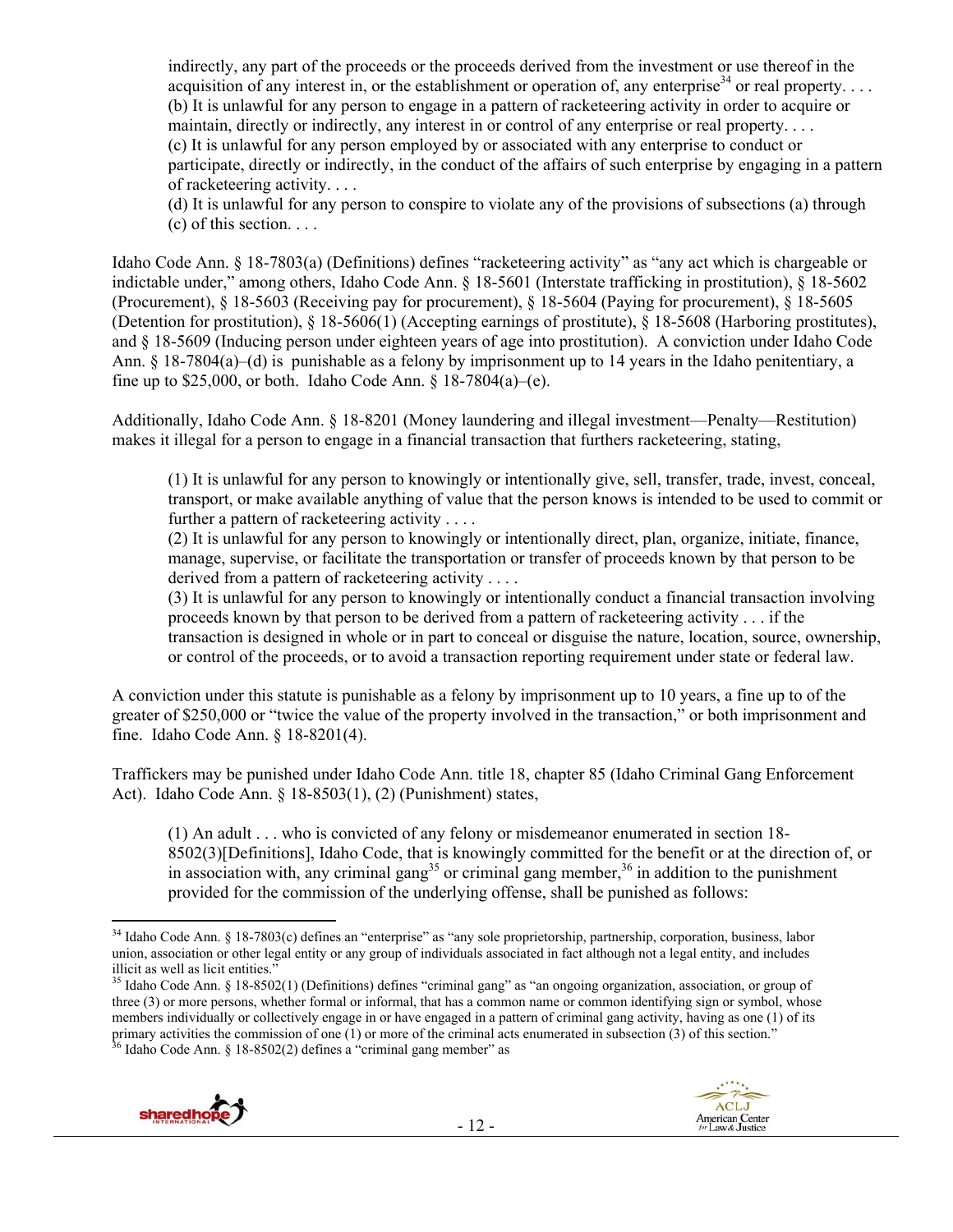> indirectly, any part of the proceeds or the proceeds derived from the investment or use thereof in the acquisition of any interest in, or the establishment or operation of, any enterprise[34] or real property. . . .
> (b) It is unlawful for any person to engage in a pattern of racketeering activity in order to acquire or maintain, directly or indirectly, any interest in or control of any enterprise or real property. . . .
> (c) It is unlawful for any person employed by or associated with any enterprise to conduct or participate, directly or indirectly, in the conduct of the affairs of such enterprise by engaging in a pattern of racketeering activity. . . .
> (d) It is unlawful for any person to conspire to violate any of the provisions of subsections (a) through (c) of this section. . . .

Idaho Code Ann. § 18-7803(a) (Definitions) defines "racketeering activity" as "any act which is chargeable or indictable under," among others, Idaho Code Ann. § 18-5601 (Interstate trafficking in prostitution), § 18-5602 (Procurement), § 18-5603 (Receiving pay for procurement), § 18-5604 (Paying for procurement), § 18-5605 (Detention for prostitution), § 18-5606(1) (Accepting earnings of prostitute), § 18-5608 (Harboring prostitutes), and § 18-5609 (Inducing person under eighteen years of age into prostitution). A conviction under Idaho Code Ann. § 18-7804(a)–(d) is punishable as a felony by imprisonment up to 14 years in the Idaho penitentiary, a fine up to $25,000, or both. Idaho Code Ann. § 18-7804(a)–(e).

Additionally, Idaho Code Ann. § 18-8201 (Money laundering and illegal investment—Penalty—Restitution) makes it illegal for a person to engage in a financial transaction that furthers racketeering, stating,

> (1) It is unlawful for any person to knowingly or intentionally give, sell, transfer, trade, invest, conceal, transport, or make available anything of value that the person knows is intended to be used to commit or further a pattern of racketeering activity . . . .
> (2) It is unlawful for any person to knowingly or intentionally direct, plan, organize, initiate, finance, manage, supervise, or facilitate the transportation or transfer of proceeds known by that person to be derived from a pattern of racketeering activity . . . .
> (3) It is unlawful for any person to knowingly or intentionally conduct a financial transaction involving proceeds known by that person to be derived from a pattern of racketeering activity . . . if the transaction is designed in whole or in part to conceal or disguise the nature, location, source, ownership, or control of the proceeds, or to avoid a transaction reporting requirement under state or federal law.

A conviction under this statute is punishable as a felony by imprisonment up to 10 years, a fine up to of the greater of $250,000 or "twice the value of the property involved in the transaction," or both imprisonment and fine. Idaho Code Ann. § 18-8201(4).

Traffickers may be punished under Idaho Code Ann. title 18, chapter 85 (Idaho Criminal Gang Enforcement Act). Idaho Code Ann. § 18-8503(1), (2) (Punishment) states,

> (1) An adult . . . who is convicted of any felony or misdemeanor enumerated in section 18-8502(3)[Definitions], Idaho Code, that is knowingly committed for the benefit or at the direction of, or in association with, any criminal gang[35] or criminal gang member,[36] in addition to the punishment provided for the commission of the underlying offense, shall be punished as follows:

---

[34] Idaho Code Ann. § 18-7803(c) defines an "enterprise" as "any sole proprietorship, partnership, corporation, business, labor union, association or other legal entity or any group of individuals associated in fact although not a legal entity, and includes illicit as well as licit entities."

[35] Idaho Code Ann. § 18-8502(1) (Definitions) defines "criminal gang" as "an ongoing organization, association, or group of three (3) or more persons, whether formal or informal, that has a common name or common identifying sign or symbol, whose members individually or collectively engage in or have engaged in a pattern of criminal gang activity, having as one (1) of its primary activities the commission of one (1) or more of the criminal acts enumerated in subsection (3) of this section."

[36] Idaho Code Ann. § 18-8502(2) defines a "criminal gang member" as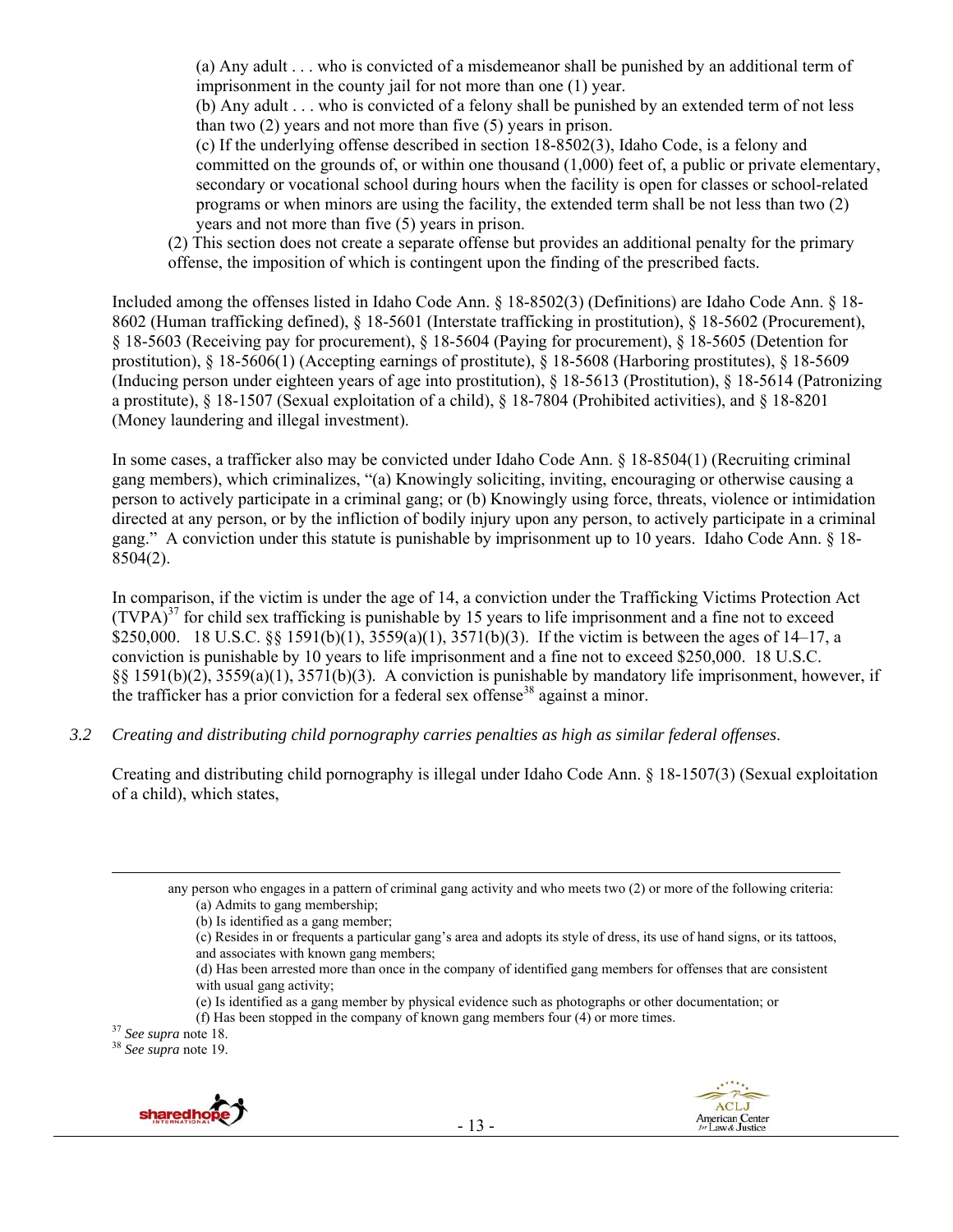(a) Any adult . . . who is convicted of a misdemeanor shall be punished by an additional term of imprisonment in the county jail for not more than one (1) year.
(b) Any adult . . . who is convicted of a felony shall be punished by an extended term of not less than two (2) years and not more than five (5) years in prison.
(c) If the underlying offense described in section 18-8502(3), Idaho Code, is a felony and committed on the grounds of, or within one thousand (1,000) feet of, a public or private elementary, secondary or vocational school during hours when the facility is open for classes or school-related programs or when minors are using the facility, the extended term shall be not less than two (2) years and not more than five (5) years in prison.

(2) This section does not create a separate offense but provides an additional penalty for the primary offense, the imposition of which is contingent upon the finding of the prescribed facts.

Included among the offenses listed in Idaho Code Ann. § 18-8502(3) (Definitions) are Idaho Code Ann. § 18-8602 (Human trafficking defined), § 18-5601 (Interstate trafficking in prostitution), § 18-5602 (Procurement), § 18-5603 (Receiving pay for procurement), § 18-5604 (Paying for procurement), § 18-5605 (Detention for prostitution), § 18-5606(1) (Accepting earnings of prostitute), § 18-5608 (Harboring prostitutes), § 18-5609 (Inducing person under eighteen years of age into prostitution), § 18-5613 (Prostitution), § 18-5614 (Patronizing a prostitute), § 18-1507 (Sexual exploitation of a child), § 18-7804 (Prohibited activities), and § 18-8201 (Money laundering and illegal investment).

In some cases, a trafficker also may be convicted under Idaho Code Ann. § 18-8504(1) (Recruiting criminal gang members), which criminalizes, "(a) Knowingly soliciting, inviting, encouraging or otherwise causing a person to actively participate in a criminal gang; or (b) Knowingly using force, threats, violence or intimidation directed at any person, or by the infliction of bodily injury upon any person, to actively participate in a criminal gang." A conviction under this statute is punishable by imprisonment up to 10 years. Idaho Code Ann. § 18-8504(2).

In comparison, if the victim is under the age of 14, a conviction under the Trafficking Victims Protection Act (TVPA)[37] for child sex trafficking is punishable by 15 years to life imprisonment and a fine not to exceed $250,000. 18 U.S.C. §§ 1591(b)(1), 3559(a)(1), 3571(b)(3). If the victim is between the ages of 14–17, a conviction is punishable by 10 years to life imprisonment and a fine not to exceed $250,000. 18 U.S.C. §§ 1591(b)(2), 3559(a)(1), 3571(b)(3). A conviction is punishable by mandatory life imprisonment, however, if the trafficker has a prior conviction for a federal sex offense[38] against a minor.

*3.2 Creating and distributing child pornography carries penalties as high as similar federal offenses.*

Creating and distributing child pornography is illegal under Idaho Code Ann. § 18-1507(3) (Sexual exploitation of a child), which states,

---

any person who engages in a pattern of criminal gang activity and who meets two (2) or more of the following criteria:
(a) Admits to gang membership;
(b) Is identified as a gang member;
(c) Resides in or frequents a particular gang's area and adopts its style of dress, its use of hand signs, or its tattoos, and associates with known gang members;
(d) Has been arrested more than once in the company of identified gang members for offenses that are consistent with usual gang activity;
(e) Is identified as a gang member by physical evidence such as photographs or other documentation; or
(f) Has been stopped in the company of known gang members four (4) or more times.

[37] *See supra* note 18.
[38] *See supra* note 19.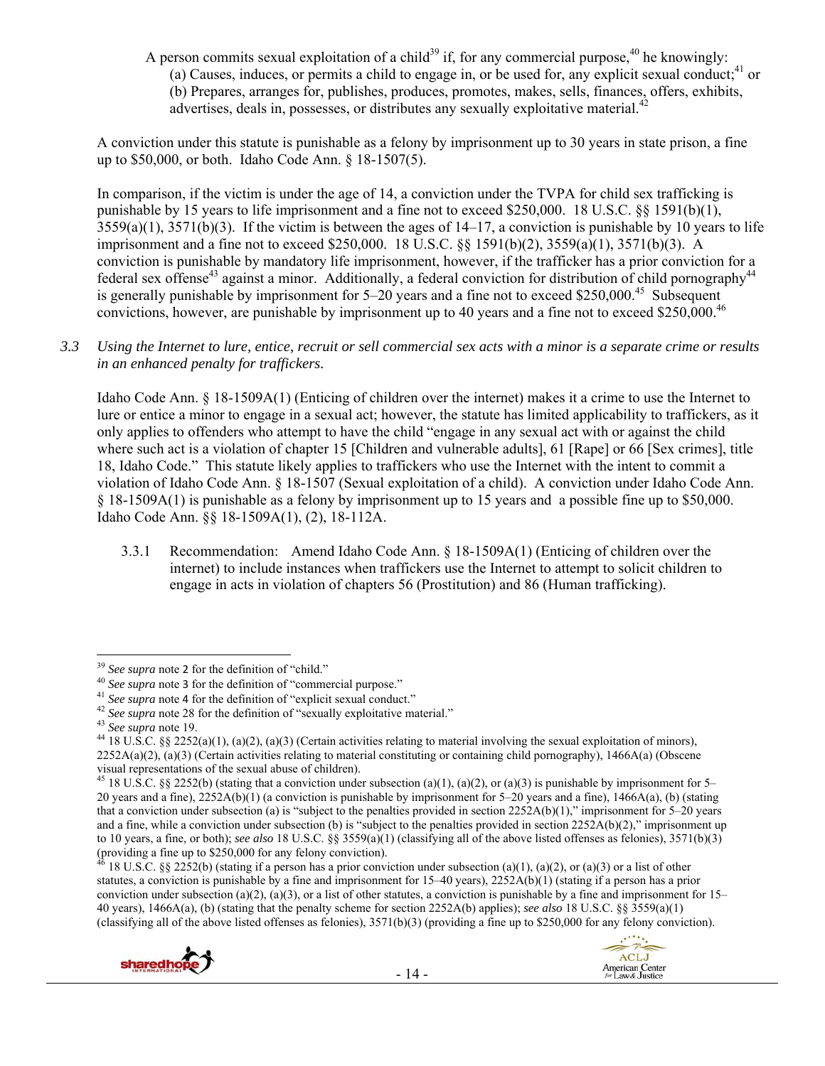A person commits sexual exploitation of a child[39] if, for any commercial purpose,[40] he knowingly:
(a) Causes, induces, or permits a child to engage in, or be used for, any explicit sexual conduct;[41] or
(b) Prepares, arranges for, publishes, produces, promotes, makes, sells, finances, offers, exhibits, advertises, deals in, possesses, or distributes any sexually exploitative material.[42]

A conviction under this statute is punishable as a felony by imprisonment up to 30 years in state prison, a fine up to $50,000, or both. Idaho Code Ann. § 18-1507(5).

In comparison, if the victim is under the age of 14, a conviction under the TVPA for child sex trafficking is punishable by 15 years to life imprisonment and a fine not to exceed $250,000. 18 U.S.C. §§ 1591(b)(1), 3559(a)(1), 3571(b)(3). If the victim is between the ages of 14–17, a conviction is punishable by 10 years to life imprisonment and a fine not to exceed $250,000. 18 U.S.C. §§ 1591(b)(2), 3559(a)(1), 3571(b)(3). A conviction is punishable by mandatory life imprisonment, however, if the trafficker has a prior conviction for a federal sex offense[43] against a minor. Additionally, a federal conviction for distribution of child pornography[44] is generally punishable by imprisonment for 5–20 years and a fine not to exceed $250,000.[45] Subsequent convictions, however, are punishable by imprisonment up to 40 years and a fine not to exceed $250,000.[46]

*3.3 Using the Internet to lure, entice, recruit or sell commercial sex acts with a minor is a separate crime or results in an enhanced penalty for traffickers.*

Idaho Code Ann. § 18-1509A(1) (Enticing of children over the internet) makes it a crime to use the Internet to lure or entice a minor to engage in a sexual act; however, the statute has limited applicability to traffickers, as it only applies to offenders who attempt to have the child "engage in any sexual act with or against the child where such act is a violation of chapter 15 [Children and vulnerable adults], 61 [Rape] or 66 [Sex crimes], title 18, Idaho Code." This statute likely applies to traffickers who use the Internet with the intent to commit a violation of Idaho Code Ann. § 18-1507 (Sexual exploitation of a child). A conviction under Idaho Code Ann. § 18-1509A(1) is punishable as a felony by imprisonment up to 15 years and a possible fine up to $50,000. Idaho Code Ann. §§ 18-1509A(1), (2), 18-112A.

3.3.1 Recommendation: Amend Idaho Code Ann. § 18-1509A(1) (Enticing of children over the internet) to include instances when traffickers use the Internet to attempt to solicit children to engage in acts in violation of chapters 56 (Prostitution) and 86 (Human trafficking).

---

[39] *See supra* note 2 for the definition of "child."
[40] *See supra* note 3 for the definition of "commercial purpose."
[41] *See supra* note 4 for the definition of "explicit sexual conduct."
[42] *See supra* note 28 for the definition of "sexually exploitative material."
[43] *See supra* note 19.
[44] 18 U.S.C. §§ 2252(a)(1), (a)(2), (a)(3) (Certain activities relating to material involving the sexual exploitation of minors), 2252A(a)(2), (a)(3) (Certain activities relating to material constituting or containing child pornography), 1466A(a) (Obscene visual representations of the sexual abuse of children).
[45] 18 U.S.C. §§ 2252(b) (stating that a conviction under subsection (a)(1), (a)(2), or (a)(3) is punishable by imprisonment for 5–20 years and a fine), 2252A(b)(1) (a conviction is punishable by imprisonment for 5–20 years and a fine), 1466A(a), (b) (stating that a conviction under subsection (a) is "subject to the penalties provided in section 2252A(b)(1)," imprisonment for 5–20 years and a fine, while a conviction under subsection (b) is "subject to the penalties provided in section 2252A(b)(2)," imprisonment up to 10 years, a fine, or both); *see also* 18 U.S.C. §§ 3559(a)(1) (classifying all of the above listed offenses as felonies), 3571(b)(3) (providing a fine up to $250,000 for any felony conviction).
[46] 18 U.S.C. §§ 2252(b) (stating if a person has a prior conviction under subsection (a)(1), (a)(2), or (a)(3) or a list of other statutes, a conviction is punishable by a fine and imprisonment for 15–40 years), 2252A(b)(1) (stating if a person has a prior conviction under subsection (a)(2), (a)(3), or a list of other statutes, a conviction is punishable by a fine and imprisonment for 15–40 years), 1466A(a), (b) (stating that the penalty scheme for section 2252A(b) applies); *see also* 18 U.S.C. §§ 3559(a)(1) (classifying all of the above listed offenses as felonies), 3571(b)(3) (providing a fine up to $250,000 for any felony conviction).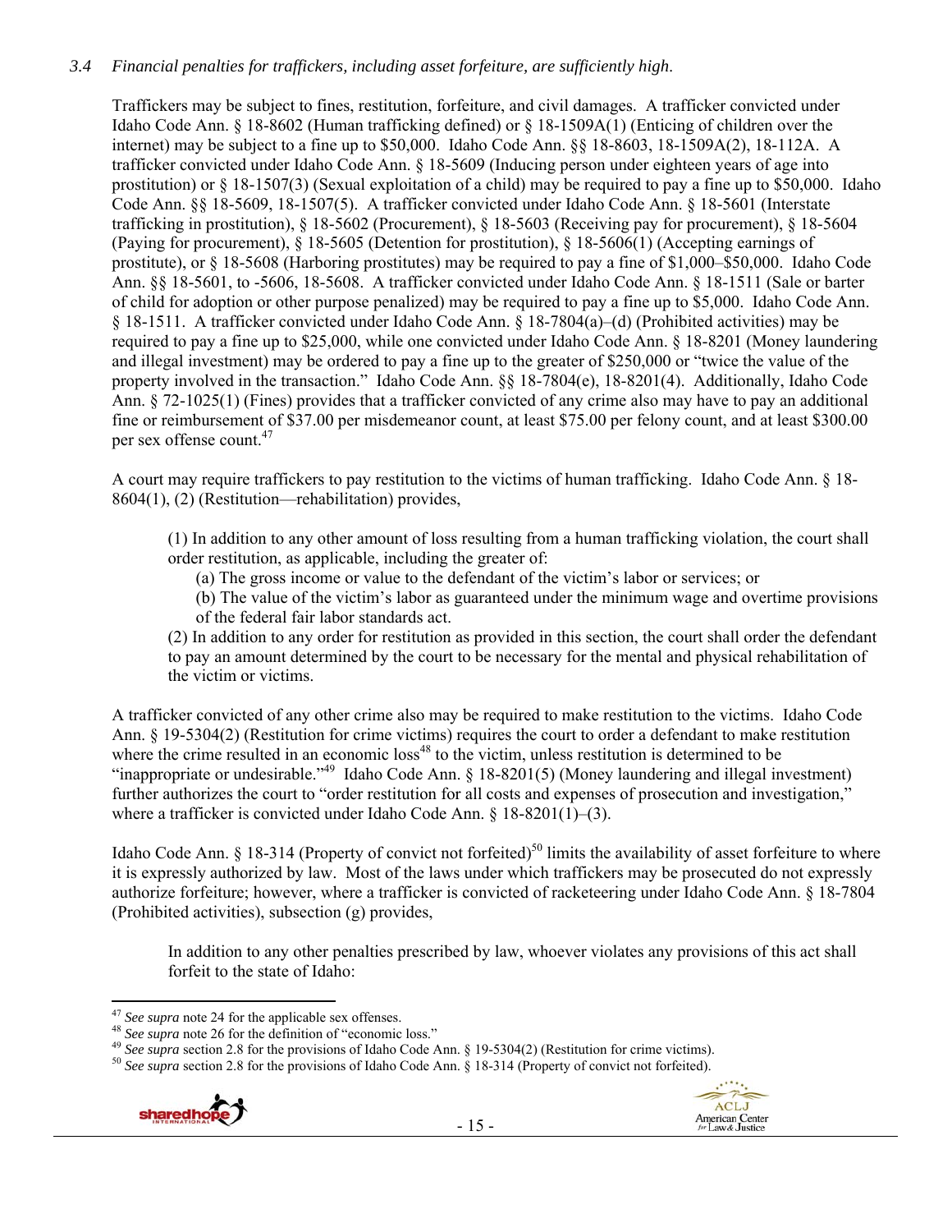*3.4 Financial penalties for traffickers, including asset forfeiture, are sufficiently high.*

Traffickers may be subject to fines, restitution, forfeiture, and civil damages. A trafficker convicted under Idaho Code Ann. § 18-8602 (Human trafficking defined) or § 18-1509A(1) (Enticing of children over the internet) may be subject to a fine up to $50,000. Idaho Code Ann. §§ 18-8603, 18-1509A(2), 18-112A. A trafficker convicted under Idaho Code Ann. § 18-5609 (Inducing person under eighteen years of age into prostitution) or § 18-1507(3) (Sexual exploitation of a child) may be required to pay a fine up to $50,000. Idaho Code Ann. §§ 18-5609, 18-1507(5). A trafficker convicted under Idaho Code Ann. § 18-5601 (Interstate trafficking in prostitution), § 18-5602 (Procurement), § 18-5603 (Receiving pay for procurement), § 18-5604 (Paying for procurement), § 18-5605 (Detention for prostitution), § 18-5606(1) (Accepting earnings of prostitute), or § 18-5608 (Harboring prostitutes) may be required to pay a fine of $1,000–$50,000. Idaho Code Ann. §§ 18-5601, to -5606, 18-5608. A trafficker convicted under Idaho Code Ann. § 18-1511 (Sale or barter of child for adoption or other purpose penalized) may be required to pay a fine up to $5,000. Idaho Code Ann. § 18-1511. A trafficker convicted under Idaho Code Ann. § 18-7804(a)–(d) (Prohibited activities) may be required to pay a fine up to $25,000, while one convicted under Idaho Code Ann. § 18-8201 (Money laundering and illegal investment) may be ordered to pay a fine up to the greater of $250,000 or "twice the value of the property involved in the transaction." Idaho Code Ann. §§ 18-7804(e), 18-8201(4). Additionally, Idaho Code Ann. § 72-1025(1) (Fines) provides that a trafficker convicted of any crime also may have to pay an additional fine or reimbursement of $37.00 per misdemeanor count, at least $75.00 per felony count, and at least $300.00 per sex offense count.[47]

A court may require traffickers to pay restitution to the victims of human trafficking. Idaho Code Ann. § 18-8604(1), (2) (Restitution—rehabilitation) provides,

> (1) In addition to any other amount of loss resulting from a human trafficking violation, the court shall order restitution, as applicable, including the greater of:
>
> (a) The gross income or value to the defendant of the victim's labor or services; or
>
> (b) The value of the victim's labor as guaranteed under the minimum wage and overtime provisions of the federal fair labor standards act.
>
> (2) In addition to any order for restitution as provided in this section, the court shall order the defendant to pay an amount determined by the court to be necessary for the mental and physical rehabilitation of the victim or victims.

A trafficker convicted of any other crime also may be required to make restitution to the victims. Idaho Code Ann. § 19-5304(2) (Restitution for crime victims) requires the court to order a defendant to make restitution where the crime resulted in an economic loss[48] to the victim, unless restitution is determined to be "inappropriate or undesirable."[49] Idaho Code Ann. § 18-8201(5) (Money laundering and illegal investment) further authorizes the court to "order restitution for all costs and expenses of prosecution and investigation," where a trafficker is convicted under Idaho Code Ann. § 18-8201(1)–(3).

Idaho Code Ann. § 18-314 (Property of convict not forfeited)[50] limits the availability of asset forfeiture to where it is expressly authorized by law. Most of the laws under which traffickers may be prosecuted do not expressly authorize forfeiture; however, where a trafficker is convicted of racketeering under Idaho Code Ann. § 18-7804 (Prohibited activities), subsection (g) provides,

> In addition to any other penalties prescribed by law, whoever violates any provisions of this act shall forfeit to the state of Idaho:

---

[47] *See supra* note 24 for the applicable sex offenses.

[48] *See supra* note 26 for the definition of "economic loss."

[49] *See supra* section 2.8 for the provisions of Idaho Code Ann. § 19-5304(2) (Restitution for crime victims).

[50] *See supra* section 2.8 for the provisions of Idaho Code Ann. § 18-314 (Property of convict not forfeited).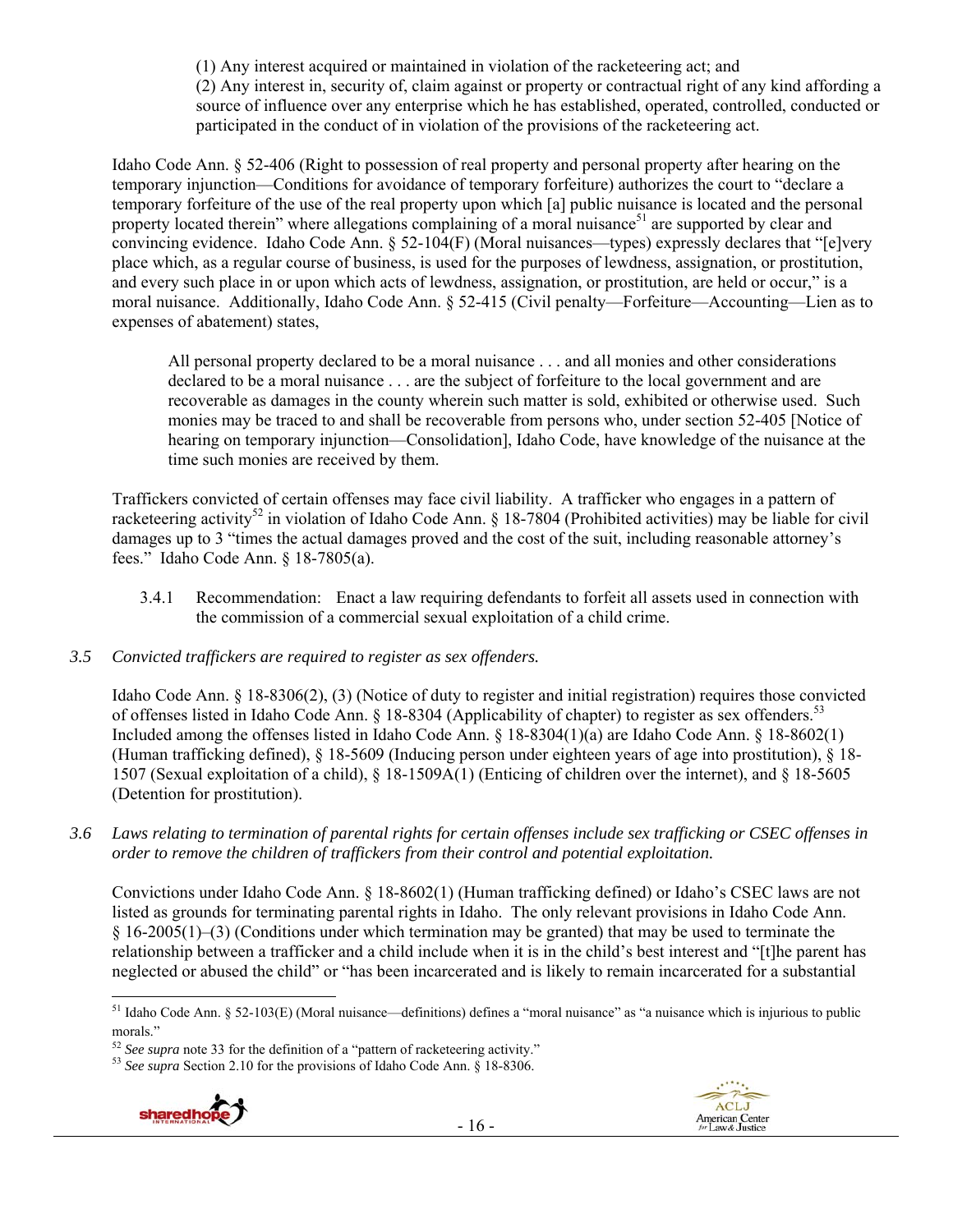(1) Any interest acquired or maintained in violation of the racketeering act; and
(2) Any interest in, security of, claim against or property or contractual right of any kind affording a source of influence over any enterprise which he has established, operated, controlled, conducted or participated in the conduct of in violation of the provisions of the racketeering act.

Idaho Code Ann. § 52-406 (Right to possession of real property and personal property after hearing on the temporary injunction—Conditions for avoidance of temporary forfeiture) authorizes the court to "declare a temporary forfeiture of the use of the real property upon which [a] public nuisance is located and the personal property located therein" where allegations complaining of a moral nuisance[51] are supported by clear and convincing evidence. Idaho Code Ann. § 52-104(F) (Moral nuisances—types) expressly declares that "[e]very place which, as a regular course of business, is used for the purposes of lewdness, assignation, or prostitution, and every such place in or upon which acts of lewdness, assignation, or prostitution, are held or occur," is a moral nuisance. Additionally, Idaho Code Ann. § 52-415 (Civil penalty—Forfeiture—Accounting—Lien as to expenses of abatement) states,

> All personal property declared to be a moral nuisance . . . and all monies and other considerations declared to be a moral nuisance . . . are the subject of forfeiture to the local government and are recoverable as damages in the county wherein such matter is sold, exhibited or otherwise used. Such monies may be traced to and shall be recoverable from persons who, under section 52-405 [Notice of hearing on temporary injunction—Consolidation], Idaho Code, have knowledge of the nuisance at the time such monies are received by them.

Traffickers convicted of certain offenses may face civil liability. A trafficker who engages in a pattern of racketeering activity[52] in violation of Idaho Code Ann. § 18-7804 (Prohibited activities) may be liable for civil damages up to 3 "times the actual damages proved and the cost of the suit, including reasonable attorney's fees." Idaho Code Ann. § 18-7805(a).

3.4.1 Recommendation: Enact a law requiring defendants to forfeit all assets used in connection with the commission of a commercial sexual exploitation of a child crime.

*3.5 Convicted traffickers are required to register as sex offenders.*

Idaho Code Ann. § 18-8306(2), (3) (Notice of duty to register and initial registration) requires those convicted of offenses listed in Idaho Code Ann. § 18-8304 (Applicability of chapter) to register as sex offenders.[53] Included among the offenses listed in Idaho Code Ann. § 18-8304(1)(a) are Idaho Code Ann. § 18-8602(1) (Human trafficking defined), § 18-5609 (Inducing person under eighteen years of age into prostitution), § 18-1507 (Sexual exploitation of a child), § 18-1509A(1) (Enticing of children over the internet), and § 18-5605 (Detention for prostitution).

*3.6 Laws relating to termination of parental rights for certain offenses include sex trafficking or CSEC offenses in order to remove the children of traffickers from their control and potential exploitation.*

Convictions under Idaho Code Ann. § 18-8602(1) (Human trafficking defined) or Idaho's CSEC laws are not listed as grounds for terminating parental rights in Idaho. The only relevant provisions in Idaho Code Ann. § 16-2005(1)–(3) (Conditions under which termination may be granted) that may be used to terminate the relationship between a trafficker and a child include when it is in the child's best interest and "[t]he parent has neglected or abused the child" or "has been incarcerated and is likely to remain incarcerated for a substantial

---

[51] Idaho Code Ann. § 52-103(E) (Moral nuisance—definitions) defines a "moral nuisance" as "a nuisance which is injurious to public morals."

[52] *See supra* note 33 for the definition of a "pattern of racketeering activity."

[53] *See supra* Section 2.10 for the provisions of Idaho Code Ann. § 18-8306.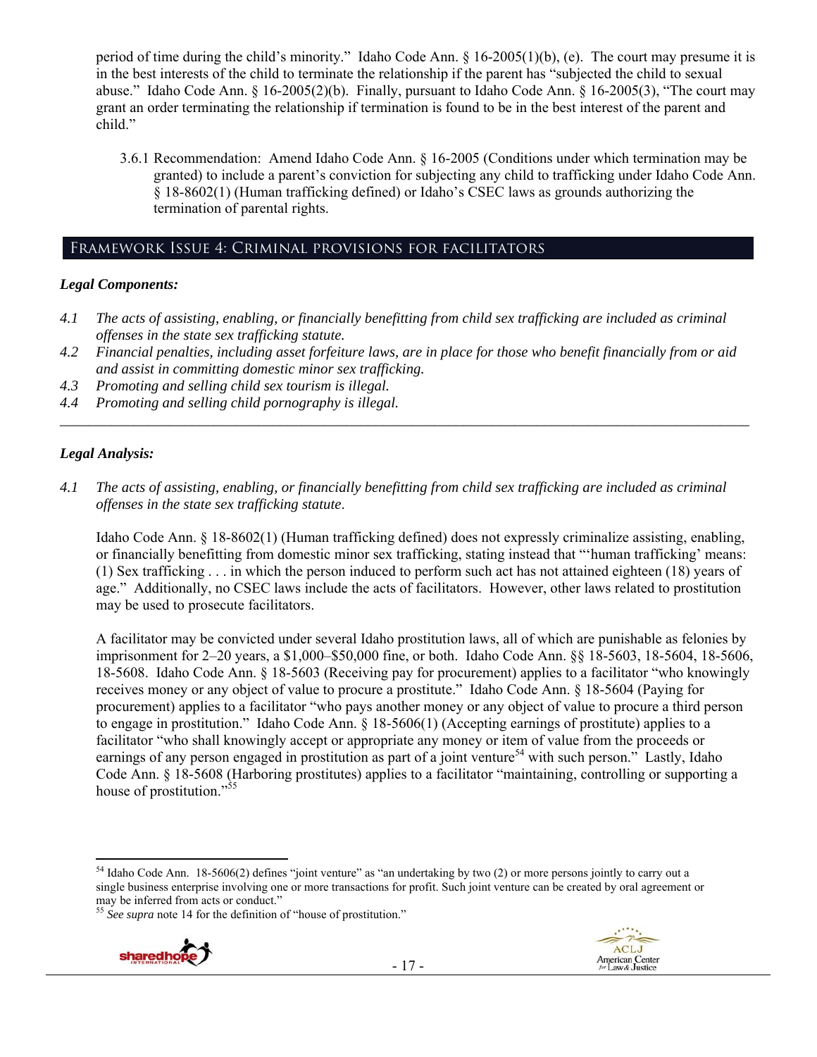period of time during the child's minority." Idaho Code Ann. § 16-2005(1)(b), (e). The court may presume it is in the best interests of the child to terminate the relationship if the parent has "subjected the child to sexual abuse." Idaho Code Ann. § 16-2005(2)(b). Finally, pursuant to Idaho Code Ann. § 16-2005(3), "The court may grant an order terminating the relationship if termination is found to be in the best interest of the parent and child."

3.6.1 Recommendation: Amend Idaho Code Ann. § 16-2005 (Conditions under which termination may be granted) to include a parent's conviction for subjecting any child to trafficking under Idaho Code Ann. § 18-8602(1) (Human trafficking defined) or Idaho's CSEC laws as grounds authorizing the termination of parental rights.

## Framework Issue 4: Criminal provisions for facilitators

***Legal Components:***

*4.1 The acts of assisting, enabling, or financially benefitting from child sex trafficking are included as criminal offenses in the state sex trafficking statute.*

*4.2 Financial penalties, including asset forfeiture laws, are in place for those who benefit financially from or aid and assist in committing domestic minor sex trafficking.*

*4.3 Promoting and selling child sex tourism is illegal.*

*4.4 Promoting and selling child pornography is illegal.*

---

***Legal Analysis:***

*4.1 The acts of assisting, enabling, or financially benefitting from child sex trafficking are included as criminal offenses in the state sex trafficking statute.*

Idaho Code Ann. § 18-8602(1) (Human trafficking defined) does not expressly criminalize assisting, enabling, or financially benefitting from domestic minor sex trafficking, stating instead that "'human trafficking' means: (1) Sex trafficking . . . in which the person induced to perform such act has not attained eighteen (18) years of age." Additionally, no CSEC laws include the acts of facilitators. However, other laws related to prostitution may be used to prosecute facilitators.

A facilitator may be convicted under several Idaho prostitution laws, all of which are punishable as felonies by imprisonment for 2–20 years, a $1,000–$50,000 fine, or both. Idaho Code Ann. §§ 18-5603, 18-5604, 18-5606, 18-5608. Idaho Code Ann. § 18-5603 (Receiving pay for procurement) applies to a facilitator "who knowingly receives money or any object of value to procure a prostitute." Idaho Code Ann. § 18-5604 (Paying for procurement) applies to a facilitator "who pays another money or any object of value to procure a third person to engage in prostitution." Idaho Code Ann. § 18-5606(1) (Accepting earnings of prostitute) applies to a facilitator "who shall knowingly accept or appropriate any money or item of value from the proceeds or earnings of any person engaged in prostitution as part of a joint venture[54] with such person." Lastly, Idaho Code Ann. § 18-5608 (Harboring prostitutes) applies to a facilitator "maintaining, controlling or supporting a house of prostitution."[55]

---

[54] Idaho Code Ann. 18-5606(2) defines "joint venture" as "an undertaking by two (2) or more persons jointly to carry out a single business enterprise involving one or more transactions for profit. Such joint venture can be created by oral agreement or may be inferred from acts or conduct."

[55] *See supra* note 14 for the definition of "house of prostitution."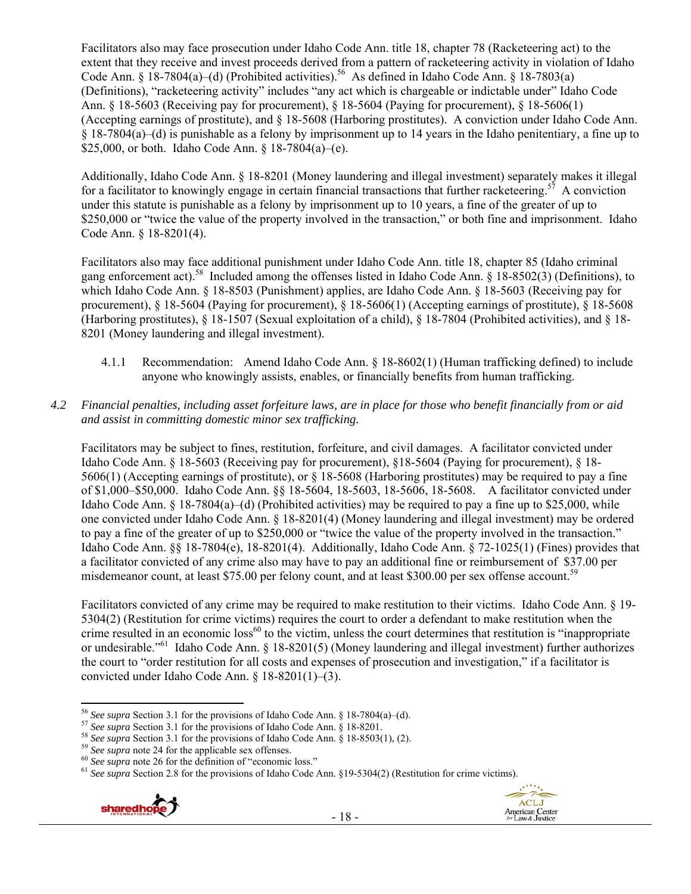Facilitators also may face prosecution under Idaho Code Ann. title 18, chapter 78 (Racketeering act) to the extent that they receive and invest proceeds derived from a pattern of racketeering activity in violation of Idaho Code Ann. § 18-7804(a)–(d) (Prohibited activities).[56] As defined in Idaho Code Ann. § 18-7803(a) (Definitions), "racketeering activity" includes "any act which is chargeable or indictable under" Idaho Code Ann. § 18-5603 (Receiving pay for procurement), § 18-5604 (Paying for procurement), § 18-5606(1) (Accepting earnings of prostitute), and § 18-5608 (Harboring prostitutes). A conviction under Idaho Code Ann. § 18-7804(a)–(d) is punishable as a felony by imprisonment up to 14 years in the Idaho penitentiary, a fine up to $25,000, or both. Idaho Code Ann. § 18-7804(a)–(e).

Additionally, Idaho Code Ann. § 18-8201 (Money laundering and illegal investment) separately makes it illegal for a facilitator to knowingly engage in certain financial transactions that further racketeering.[57] A conviction under this statute is punishable as a felony by imprisonment up to 10 years, a fine of the greater of up to $250,000 or "twice the value of the property involved in the transaction," or both fine and imprisonment. Idaho Code Ann. § 18-8201(4).

Facilitators also may face additional punishment under Idaho Code Ann. title 18, chapter 85 (Idaho criminal gang enforcement act).[58] Included among the offenses listed in Idaho Code Ann. § 18-8502(3) (Definitions), to which Idaho Code Ann. § 18-8503 (Punishment) applies, are Idaho Code Ann. § 18-5603 (Receiving pay for procurement), § 18-5604 (Paying for procurement), § 18-5606(1) (Accepting earnings of prostitute), § 18-5608 (Harboring prostitutes), § 18-1507 (Sexual exploitation of a child), § 18-7804 (Prohibited activities), and § 18-8201 (Money laundering and illegal investment).

4.1.1 Recommendation: Amend Idaho Code Ann. § 18-8602(1) (Human trafficking defined) to include anyone who knowingly assists, enables, or financially benefits from human trafficking.

*4.2 Financial penalties, including asset forfeiture laws, are in place for those who benefit financially from or aid and assist in committing domestic minor sex trafficking.*

Facilitators may be subject to fines, restitution, forfeiture, and civil damages. A facilitator convicted under Idaho Code Ann. § 18-5603 (Receiving pay for procurement), §18-5604 (Paying for procurement), § 18-5606(1) (Accepting earnings of prostitute), or § 18-5608 (Harboring prostitutes) may be required to pay a fine of $1,000–$50,000. Idaho Code Ann. §§ 18-5604, 18-5603, 18-5606, 18-5608. A facilitator convicted under Idaho Code Ann. § 18-7804(a)–(d) (Prohibited activities) may be required to pay a fine up to $25,000, while one convicted under Idaho Code Ann. § 18-8201(4) (Money laundering and illegal investment) may be ordered to pay a fine of the greater of up to $250,000 or "twice the value of the property involved in the transaction." Idaho Code Ann. §§ 18-7804(e), 18-8201(4). Additionally, Idaho Code Ann. § 72-1025(1) (Fines) provides that a facilitator convicted of any crime also may have to pay an additional fine or reimbursement of $37.00 per misdemeanor count, at least $75.00 per felony count, and at least $300.00 per sex offense account.[59]

Facilitators convicted of any crime may be required to make restitution to their victims. Idaho Code Ann. § 19-5304(2) (Restitution for crime victims) requires the court to order a defendant to make restitution when the crime resulted in an economic loss[60] to the victim, unless the court determines that restitution is "inappropriate or undesirable."[61] Idaho Code Ann. § 18-8201(5) (Money laundering and illegal investment) further authorizes the court to "order restitution for all costs and expenses of prosecution and investigation," if a facilitator is convicted under Idaho Code Ann. § 18-8201(1)–(3).

---

[56] *See supra* Section 3.1 for the provisions of Idaho Code Ann. § 18-7804(a)–(d).
[57] *See supra* Section 3.1 for the provisions of Idaho Code Ann. § 18-8201.
[58] *See supra* Section 3.1 for the provisions of Idaho Code Ann. § 18-8503(1), (2).
[59] *See supra* note 24 for the applicable sex offenses.
[60] *See supra* note 26 for the definition of "economic loss."
[61] *See supra* Section 2.8 for the provisions of Idaho Code Ann. §19-5304(2) (Restitution for crime victims).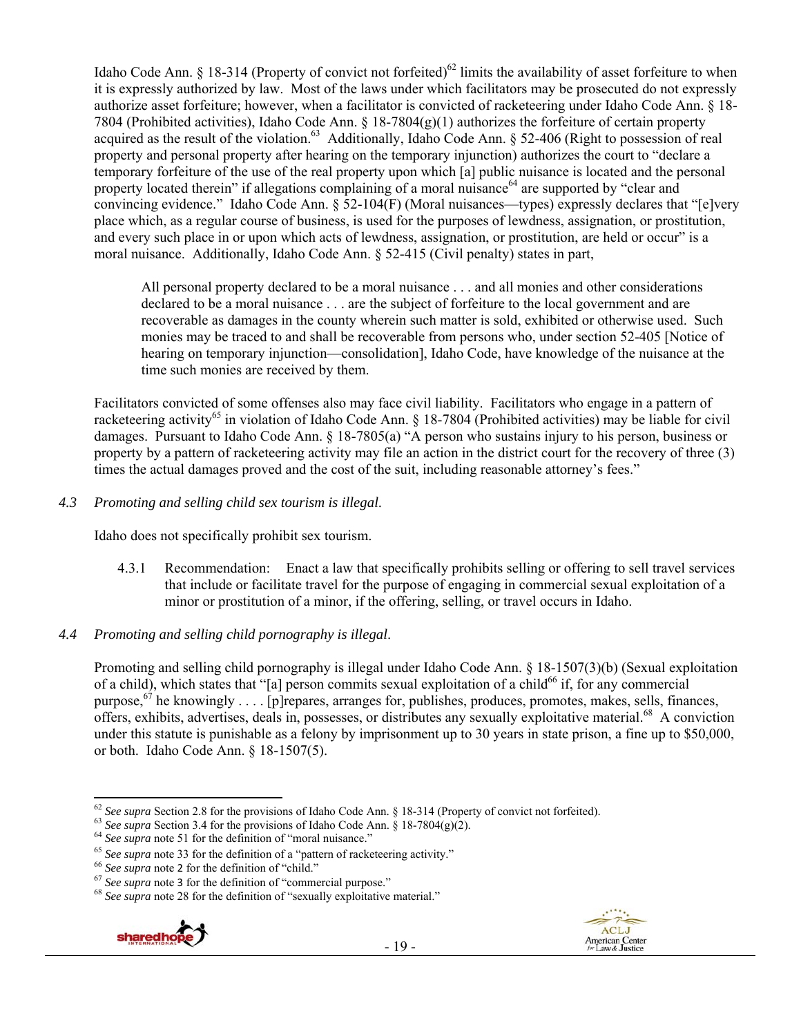Idaho Code Ann. § 18-314 (Property of convict not forfeited)[62] limits the availability of asset forfeiture to when it is expressly authorized by law. Most of the laws under which facilitators may be prosecuted do not expressly authorize asset forfeiture; however, when a facilitator is convicted of racketeering under Idaho Code Ann. § 18-7804 (Prohibited activities), Idaho Code Ann. § 18-7804(g)(1) authorizes the forfeiture of certain property acquired as the result of the violation.[63] Additionally, Idaho Code Ann. § 52-406 (Right to possession of real property and personal property after hearing on the temporary injunction) authorizes the court to "declare a temporary forfeiture of the use of the real property upon which [a] public nuisance is located and the personal property located therein" if allegations complaining of a moral nuisance[64] are supported by "clear and convincing evidence." Idaho Code Ann. § 52-104(F) (Moral nuisances—types) expressly declares that "[e]very place which, as a regular course of business, is used for the purposes of lewdness, assignation, or prostitution, and every such place in or upon which acts of lewdness, assignation, or prostitution, are held or occur" is a moral nuisance. Additionally, Idaho Code Ann. § 52-415 (Civil penalty) states in part,

> All personal property declared to be a moral nuisance . . . and all monies and other considerations declared to be a moral nuisance . . . are the subject of forfeiture to the local government and are recoverable as damages in the county wherein such matter is sold, exhibited or otherwise used. Such monies may be traced to and shall be recoverable from persons who, under section 52-405 [Notice of hearing on temporary injunction—consolidation], Idaho Code, have knowledge of the nuisance at the time such monies are received by them.

Facilitators convicted of some offenses also may face civil liability. Facilitators who engage in a pattern of racketeering activity[65] in violation of Idaho Code Ann. § 18-7804 (Prohibited activities) may be liable for civil damages. Pursuant to Idaho Code Ann. § 18-7805(a) "A person who sustains injury to his person, business or property by a pattern of racketeering activity may file an action in the district court for the recovery of three (3) times the actual damages proved and the cost of the suit, including reasonable attorney's fees."

*4.3 Promoting and selling child sex tourism is illegal.*

Idaho does not specifically prohibit sex tourism.

4.3.1 Recommendation: Enact a law that specifically prohibits selling or offering to sell travel services that include or facilitate travel for the purpose of engaging in commercial sexual exploitation of a minor or prostitution of a minor, if the offering, selling, or travel occurs in Idaho.

*4.4 Promoting and selling child pornography is illegal.*

Promoting and selling child pornography is illegal under Idaho Code Ann. § 18-1507(3)(b) (Sexual exploitation of a child), which states that "[a] person commits sexual exploitation of a child[66] if, for any commercial purpose,[67] he knowingly . . . . [p]repares, arranges for, publishes, produces, promotes, makes, sells, finances, offers, exhibits, advertises, deals in, possesses, or distributes any sexually exploitative material.[68] A conviction under this statute is punishable as a felony by imprisonment up to 30 years in state prison, a fine up to $50,000, or both. Idaho Code Ann. § 18-1507(5).

---

[62] *See supra* Section 2.8 for the provisions of Idaho Code Ann. § 18-314 (Property of convict not forfeited).
[63] *See supra* Section 3.4 for the provisions of Idaho Code Ann. § 18-7804(g)(2).
[64] *See supra* note 51 for the definition of "moral nuisance."
[65] *See supra* note 33 for the definition of a "pattern of racketeering activity."
[66] *See supra* note 2 for the definition of "child."
[67] *See supra* note 3 for the definition of "commercial purpose."
[68] *See supra* note 28 for the definition of "sexually exploitative material."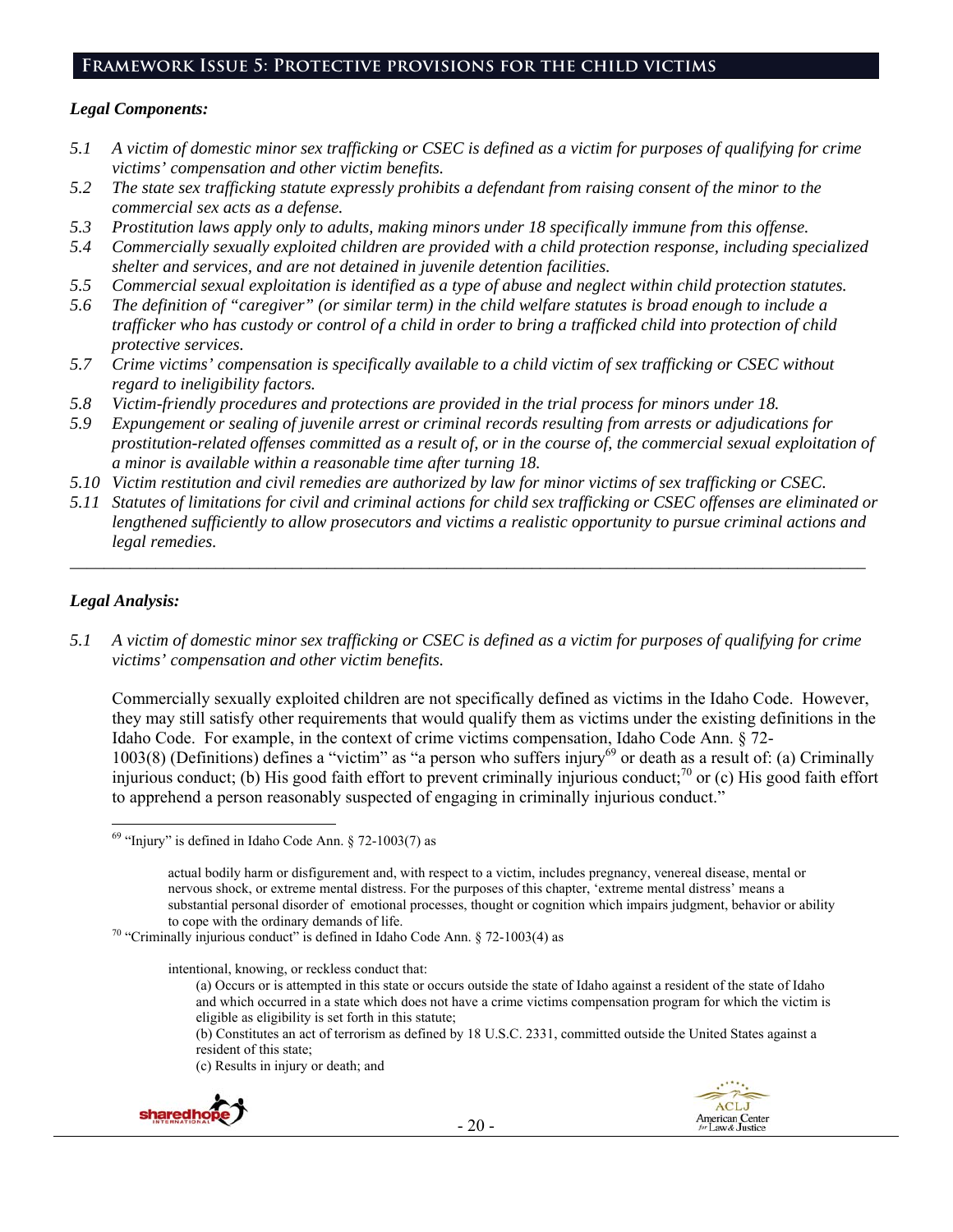## Framework Issue 5: Protective provisions for the child victims

### *Legal Components:*

*5.1 A victim of domestic minor sex trafficking or CSEC is defined as a victim for purposes of qualifying for crime victims' compensation and other victim benefits.*

*5.2 The state sex trafficking statute expressly prohibits a defendant from raising consent of the minor to the commercial sex acts as a defense.*

*5.3 Prostitution laws apply only to adults, making minors under 18 specifically immune from this offense.*

*5.4 Commercially sexually exploited children are provided with a child protection response, including specialized shelter and services, and are not detained in juvenile detention facilities.*

*5.5 Commercial sexual exploitation is identified as a type of abuse and neglect within child protection statutes.*

*5.6 The definition of "caregiver" (or similar term) in the child welfare statutes is broad enough to include a trafficker who has custody or control of a child in order to bring a trafficked child into protection of child protective services.*

*5.7 Crime victims' compensation is specifically available to a child victim of sex trafficking or CSEC without regard to ineligibility factors.*

*5.8 Victim-friendly procedures and protections are provided in the trial process for minors under 18.*

*5.9 Expungement or sealing of juvenile arrest or criminal records resulting from arrests or adjudications for prostitution-related offenses committed as a result of, or in the course of, the commercial sexual exploitation of a minor is available within a reasonable time after turning 18.*

*5.10 Victim restitution and civil remedies are authorized by law for minor victims of sex trafficking or CSEC.*

*5.11 Statutes of limitations for civil and criminal actions for child sex trafficking or CSEC offenses are eliminated or lengthened sufficiently to allow prosecutors and victims a realistic opportunity to pursue criminal actions and legal remedies.*

---

### *Legal Analysis:*

*5.1 A victim of domestic minor sex trafficking or CSEC is defined as a victim for purposes of qualifying for crime victims' compensation and other victim benefits.*

Commercially sexually exploited children are not specifically defined as victims in the Idaho Code. However, they may still satisfy other requirements that would qualify them as victims under the existing definitions in the Idaho Code. For example, in the context of crime victims compensation, Idaho Code Ann. § 72-1003(8) (Definitions) defines a "victim" as "a person who suffers injury[69] or death as a result of: (a) Criminally injurious conduct; (b) His good faith effort to prevent criminally injurious conduct;[70] or (c) His good faith effort to apprehend a person reasonably suspected of engaging in criminally injurious conduct."

---

[69] "Injury" is defined in Idaho Code Ann. § 72-1003(7) as

> actual bodily harm or disfigurement and, with respect to a victim, includes pregnancy, venereal disease, mental or nervous shock, or extreme mental distress. For the purposes of this chapter, 'extreme mental distress' means a substantial personal disorder of emotional processes, thought or cognition which impairs judgment, behavior or ability to cope with the ordinary demands of life.

[70] "Criminally injurious conduct" is defined in Idaho Code Ann. § 72-1003(4) as

> intentional, knowing, or reckless conduct that:
>
> (a) Occurs or is attempted in this state or occurs outside the state of Idaho against a resident of the state of Idaho and which occurred in a state which does not have a crime victims compensation program for which the victim is eligible as eligibility is set forth in this statute;
>
> (b) Constitutes an act of terrorism as defined by 18 U.S.C. 2331, committed outside the United States against a resident of this state;
>
> (c) Results in injury or death; and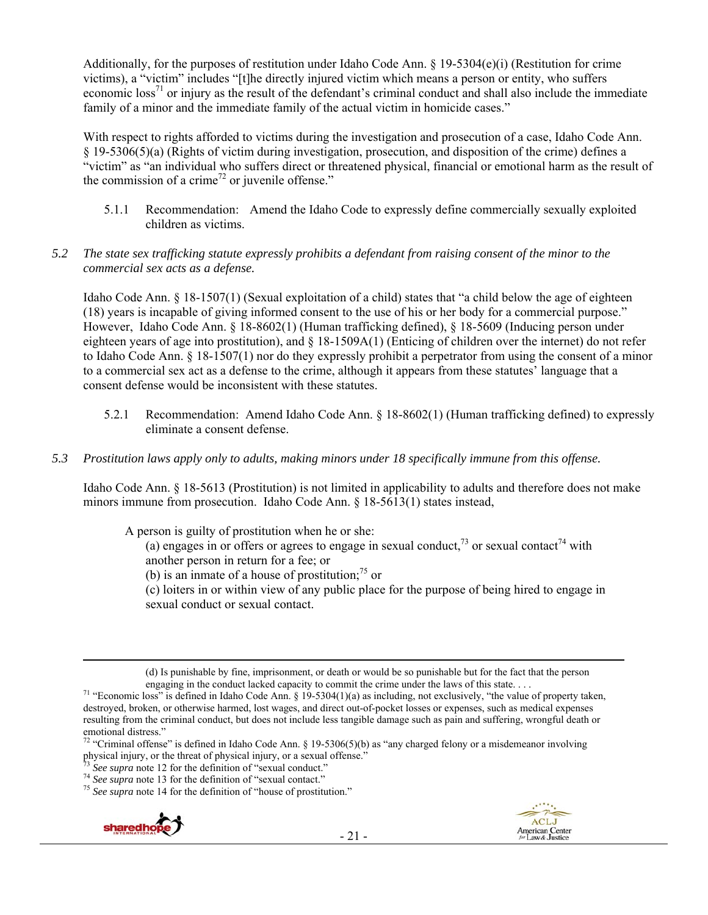Additionally, for the purposes of restitution under Idaho Code Ann. § 19-5304(e)(i) (Restitution for crime victims), a "victim" includes "[t]he directly injured victim which means a person or entity, who suffers economic loss[71] or injury as the result of the defendant's criminal conduct and shall also include the immediate family of a minor and the immediate family of the actual victim in homicide cases."

With respect to rights afforded to victims during the investigation and prosecution of a case, Idaho Code Ann. § 19-5306(5)(a) (Rights of victim during investigation, prosecution, and disposition of the crime) defines a "victim" as "an individual who suffers direct or threatened physical, financial or emotional harm as the result of the commission of a crime[72] or juvenile offense."

5.1.1 Recommendation: Amend the Idaho Code to expressly define commercially sexually exploited children as victims.

*5.2 The state sex trafficking statute expressly prohibits a defendant from raising consent of the minor to the commercial sex acts as a defense.*

Idaho Code Ann. § 18-1507(1) (Sexual exploitation of a child) states that "a child below the age of eighteen (18) years is incapable of giving informed consent to the use of his or her body for a commercial purpose." However, Idaho Code Ann. § 18-8602(1) (Human trafficking defined), § 18-5609 (Inducing person under eighteen years of age into prostitution), and § 18-1509A(1) (Enticing of children over the internet) do not refer to Idaho Code Ann. § 18-1507(1) nor do they expressly prohibit a perpetrator from using the consent of a minor to a commercial sex act as a defense to the crime, although it appears from these statutes' language that a consent defense would be inconsistent with these statutes.

5.2.1 Recommendation: Amend Idaho Code Ann. § 18-8602(1) (Human trafficking defined) to expressly eliminate a consent defense.

*5.3 Prostitution laws apply only to adults, making minors under 18 specifically immune from this offense.*

Idaho Code Ann. § 18-5613 (Prostitution) is not limited in applicability to adults and therefore does not make minors immune from prosecution. Idaho Code Ann. § 18-5613(1) states instead,

> A person is guilty of prostitution when he or she:
> (a) engages in or offers or agrees to engage in sexual conduct,[73] or sexual contact[74] with another person in return for a fee; or
> (b) is an inmate of a house of prostitution;[75] or
> (c) loiters in or within view of any public place for the purpose of being hired to engage in sexual conduct or sexual contact.

---

(d) Is punishable by fine, imprisonment, or death or would be so punishable but for the fact that the person engaging in the conduct lacked capacity to commit the crime under the laws of this state. . . .

[71] "Economic loss" is defined in Idaho Code Ann. § 19-5304(1)(a) as including, not exclusively, "the value of property taken, destroyed, broken, or otherwise harmed, lost wages, and direct out-of-pocket losses or expenses, such as medical expenses resulting from the criminal conduct, but does not include less tangible damage such as pain and suffering, wrongful death or emotional distress."

[72] "Criminal offense" is defined in Idaho Code Ann. § 19-5306(5)(b) as "any charged felony or a misdemeanor involving physical injury, or the threat of physical injury, or a sexual offense."

[73] *See supra* note 12 for the definition of "sexual conduct."

[74] *See supra* note 13 for the definition of "sexual contact."

[75] *See supra* note 14 for the definition of "house of prostitution."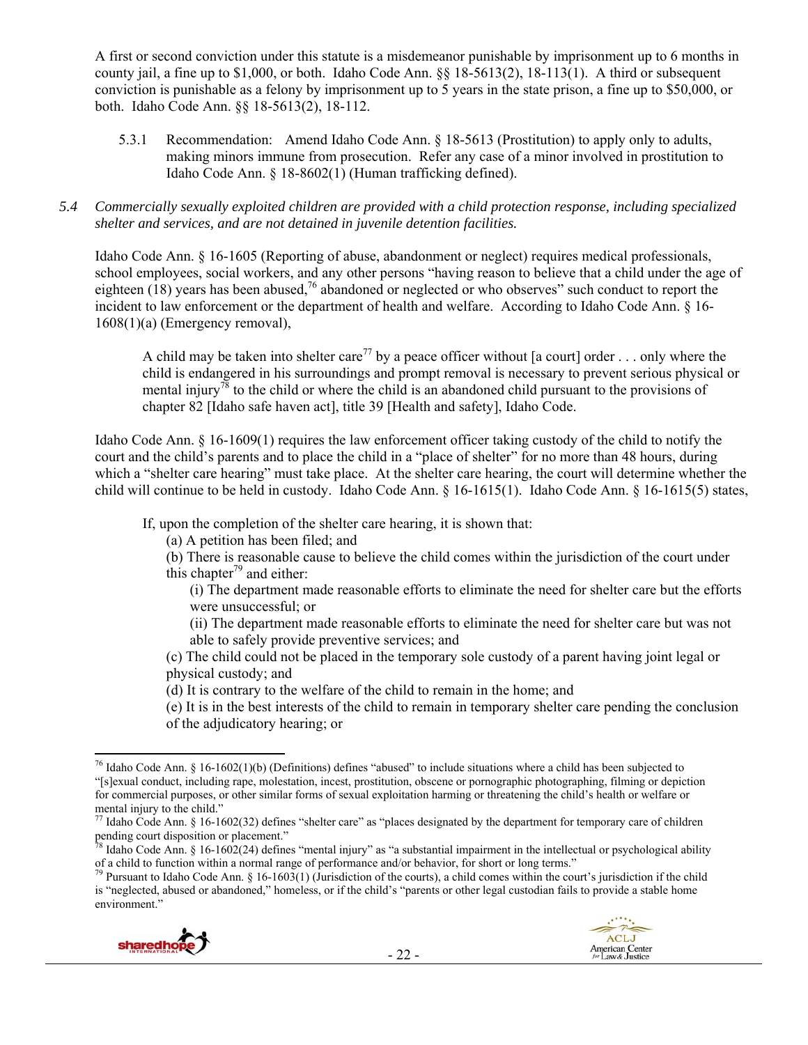A first or second conviction under this statute is a misdemeanor punishable by imprisonment up to 6 months in county jail, a fine up to $1,000, or both. Idaho Code Ann. §§ 18-5613(2), 18-113(1). A third or subsequent conviction is punishable as a felony by imprisonment up to 5 years in the state prison, a fine up to $50,000, or both. Idaho Code Ann. §§ 18-5613(2), 18-112.

5.3.1 Recommendation: Amend Idaho Code Ann. § 18-5613 (Prostitution) to apply only to adults, making minors immune from prosecution. Refer any case of a minor involved in prostitution to Idaho Code Ann. § 18-8602(1) (Human trafficking defined).

*5.4 Commercially sexually exploited children are provided with a child protection response, including specialized shelter and services, and are not detained in juvenile detention facilities.*

Idaho Code Ann. § 16-1605 (Reporting of abuse, abandonment or neglect) requires medical professionals, school employees, social workers, and any other persons "having reason to believe that a child under the age of eighteen (18) years has been abused,[76] abandoned or neglected or who observes" such conduct to report the incident to law enforcement or the department of health and welfare. According to Idaho Code Ann. § 16-1608(1)(a) (Emergency removal),

> A child may be taken into shelter care[77] by a peace officer without [a court] order . . . only where the child is endangered in his surroundings and prompt removal is necessary to prevent serious physical or mental injury[78] to the child or where the child is an abandoned child pursuant to the provisions of chapter 82 [Idaho safe haven act], title 39 [Health and safety], Idaho Code.

Idaho Code Ann. § 16-1609(1) requires the law enforcement officer taking custody of the child to notify the court and the child's parents and to place the child in a "place of shelter" for no more than 48 hours, during which a "shelter care hearing" must take place. At the shelter care hearing, the court will determine whether the child will continue to be held in custody. Idaho Code Ann. § 16-1615(1). Idaho Code Ann. § 16-1615(5) states,

> If, upon the completion of the shelter care hearing, it is shown that:
>
> (a) A petition has been filed; and
>
> (b) There is reasonable cause to believe the child comes within the jurisdiction of the court under this chapter[79] and either:
>
> (i) The department made reasonable efforts to eliminate the need for shelter care but the efforts were unsuccessful; or
>
> (ii) The department made reasonable efforts to eliminate the need for shelter care but was not able to safely provide preventive services; and
>
> (c) The child could not be placed in the temporary sole custody of a parent having joint legal or physical custody; and
>
> (d) It is contrary to the welfare of the child to remain in the home; and
>
> (e) It is in the best interests of the child to remain in temporary shelter care pending the conclusion of the adjudicatory hearing; or

---

[76] Idaho Code Ann. § 16-1602(1)(b) (Definitions) defines "abused" to include situations where a child has been subjected to "[s]exual conduct, including rape, molestation, incest, prostitution, obscene or pornographic photographing, filming or depiction for commercial purposes, or other similar forms of sexual exploitation harming or threatening the child's health or welfare or mental injury to the child."

[77] Idaho Code Ann. § 16-1602(32) defines "shelter care" as "places designated by the department for temporary care of children pending court disposition or placement."

[78] Idaho Code Ann. § 16-1602(24) defines "mental injury" as "a substantial impairment in the intellectual or psychological ability of a child to function within a normal range of performance and/or behavior, for short or long terms."

[79] Pursuant to Idaho Code Ann. § 16-1603(1) (Jurisdiction of the courts), a child comes within the court's jurisdiction if the child is "neglected, abused or abandoned," homeless, or if the child's "parents or other legal custodian fails to provide a stable home environment."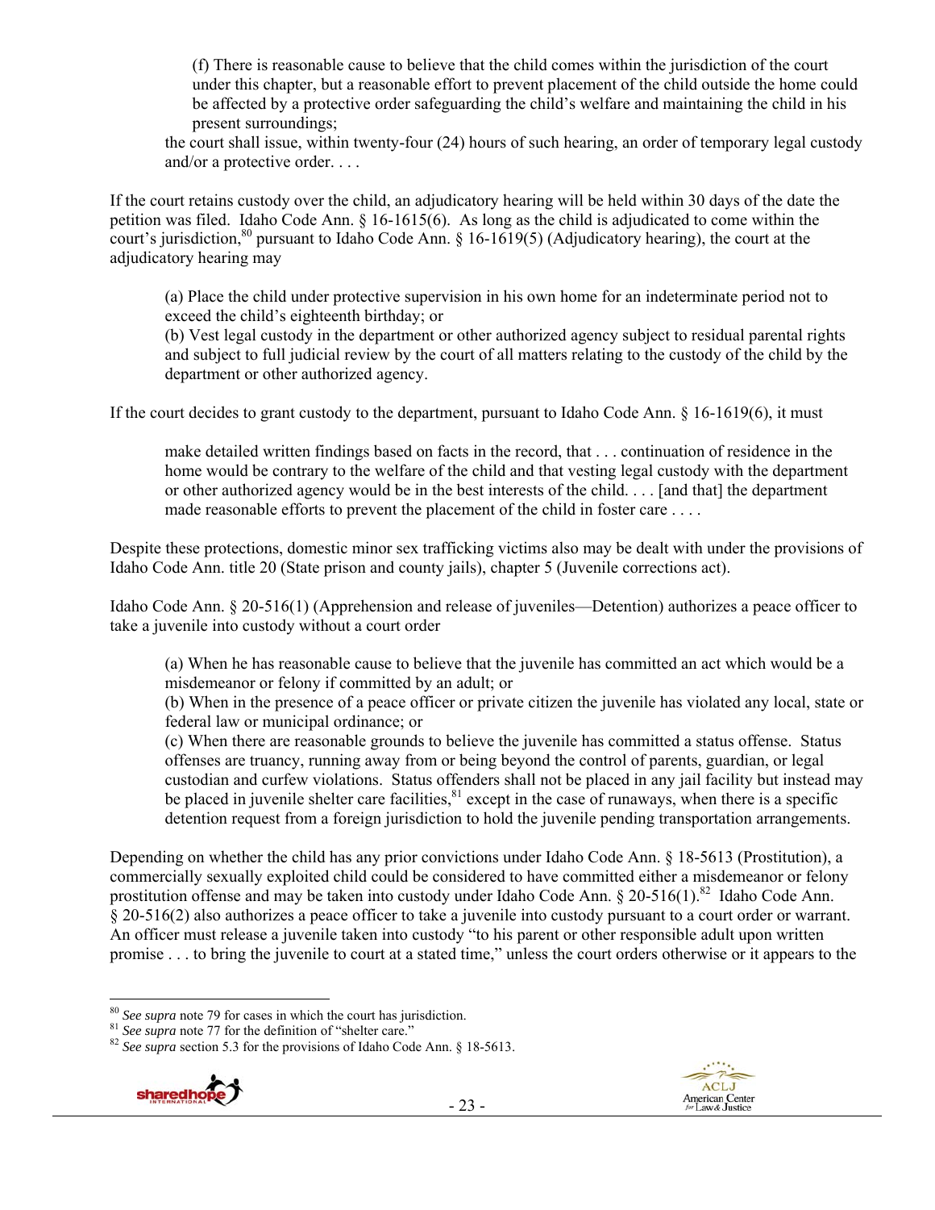> (f) There is reasonable cause to believe that the child comes within the jurisdiction of the court under this chapter, but a reasonable effort to prevent placement of the child outside the home could be affected by a protective order safeguarding the child's welfare and maintaining the child in his present surroundings;
>
> the court shall issue, within twenty-four (24) hours of such hearing, an order of temporary legal custody and/or a protective order. . . .

If the court retains custody over the child, an adjudicatory hearing will be held within 30 days of the date the petition was filed. Idaho Code Ann. § 16-1615(6). As long as the child is adjudicated to come within the court's jurisdiction,[80] pursuant to Idaho Code Ann. § 16-1619(5) (Adjudicatory hearing), the court at the adjudicatory hearing may

> (a) Place the child under protective supervision in his own home for an indeterminate period not to exceed the child's eighteenth birthday; or
> (b) Vest legal custody in the department or other authorized agency subject to residual parental rights and subject to full judicial review by the court of all matters relating to the custody of the child by the department or other authorized agency.

If the court decides to grant custody to the department, pursuant to Idaho Code Ann. § 16-1619(6), it must

> make detailed written findings based on facts in the record, that . . . continuation of residence in the home would be contrary to the welfare of the child and that vesting legal custody with the department or other authorized agency would be in the best interests of the child. . . . [and that] the department made reasonable efforts to prevent the placement of the child in foster care . . . .

Despite these protections, domestic minor sex trafficking victims also may be dealt with under the provisions of Idaho Code Ann. title 20 (State prison and county jails), chapter 5 (Juvenile corrections act).

Idaho Code Ann. § 20-516(1) (Apprehension and release of juveniles—Detention) authorizes a peace officer to take a juvenile into custody without a court order

> (a) When he has reasonable cause to believe that the juvenile has committed an act which would be a misdemeanor or felony if committed by an adult; or
> (b) When in the presence of a peace officer or private citizen the juvenile has violated any local, state or federal law or municipal ordinance; or
> (c) When there are reasonable grounds to believe the juvenile has committed a status offense. Status offenses are truancy, running away from or being beyond the control of parents, guardian, or legal custodian and curfew violations. Status offenders shall not be placed in any jail facility but instead may be placed in juvenile shelter care facilities,[81] except in the case of runaways, when there is a specific detention request from a foreign jurisdiction to hold the juvenile pending transportation arrangements.

Depending on whether the child has any prior convictions under Idaho Code Ann. § 18-5613 (Prostitution), a commercially sexually exploited child could be considered to have committed either a misdemeanor or felony prostitution offense and may be taken into custody under Idaho Code Ann. § 20-516(1).[82] Idaho Code Ann. § 20-516(2) also authorizes a peace officer to take a juvenile into custody pursuant to a court order or warrant. An officer must release a juvenile taken into custody "to his parent or other responsible adult upon written promise . . . to bring the juvenile to court at a stated time," unless the court orders otherwise or it appears to the

---

[80] *See supra* note 79 for cases in which the court has jurisdiction.
[81] *See supra* note 77 for the definition of "shelter care."
[82] *See supra* section 5.3 for the provisions of Idaho Code Ann. § 18-5613.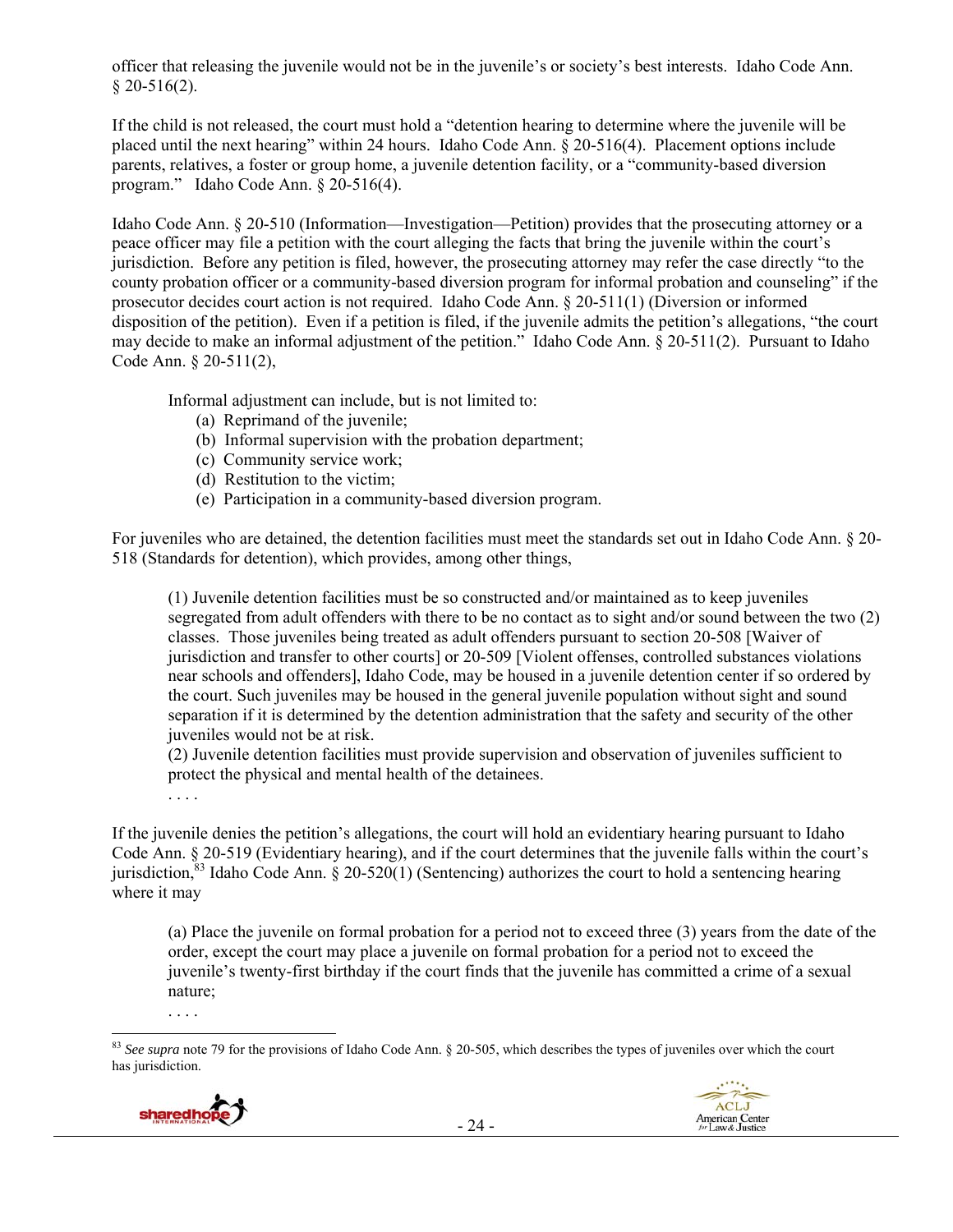officer that releasing the juvenile would not be in the juvenile's or society's best interests. Idaho Code Ann. § 20-516(2).

If the child is not released, the court must hold a "detention hearing to determine where the juvenile will be placed until the next hearing" within 24 hours. Idaho Code Ann. § 20-516(4). Placement options include parents, relatives, a foster or group home, a juvenile detention facility, or a "community-based diversion program." Idaho Code Ann. § 20-516(4).

Idaho Code Ann. § 20-510 (Information—Investigation—Petition) provides that the prosecuting attorney or a peace officer may file a petition with the court alleging the facts that bring the juvenile within the court's jurisdiction. Before any petition is filed, however, the prosecuting attorney may refer the case directly "to the county probation officer or a community-based diversion program for informal probation and counseling" if the prosecutor decides court action is not required. Idaho Code Ann. § 20-511(1) (Diversion or informed disposition of the petition). Even if a petition is filed, if the juvenile admits the petition's allegations, "the court may decide to make an informal adjustment of the petition." Idaho Code Ann. § 20-511(2). Pursuant to Idaho Code Ann. § 20-511(2),

> Informal adjustment can include, but is not limited to:
> (a) Reprimand of the juvenile;
> (b) Informal supervision with the probation department;
> (c) Community service work;
> (d) Restitution to the victim;
> (e) Participation in a community-based diversion program.

For juveniles who are detained, the detention facilities must meet the standards set out in Idaho Code Ann. § 20-518 (Standards for detention), which provides, among other things,

> (1) Juvenile detention facilities must be so constructed and/or maintained as to keep juveniles segregated from adult offenders with there to be no contact as to sight and/or sound between the two (2) classes. Those juveniles being treated as adult offenders pursuant to section 20-508 [Waiver of jurisdiction and transfer to other courts] or 20-509 [Violent offenses, controlled substances violations near schools and offenders], Idaho Code, may be housed in a juvenile detention center if so ordered by the court. Such juveniles may be housed in the general juvenile population without sight and sound separation if it is determined by the detention administration that the safety and security of the other juveniles would not be at risk.
> (2) Juvenile detention facilities must provide supervision and observation of juveniles sufficient to protect the physical and mental health of the detainees.
> . . . .

If the juvenile denies the petition's allegations, the court will hold an evidentiary hearing pursuant to Idaho Code Ann. § 20-519 (Evidentiary hearing), and if the court determines that the juvenile falls within the court's jurisdiction,[83] Idaho Code Ann. § 20-520(1) (Sentencing) authorizes the court to hold a sentencing hearing where it may

> (a) Place the juvenile on formal probation for a period not to exceed three (3) years from the date of the order, except the court may place a juvenile on formal probation for a period not to exceed the juvenile's twenty-first birthday if the court finds that the juvenile has committed a crime of a sexual nature;
> . . . .

[83] *See supra* note 79 for the provisions of Idaho Code Ann. § 20-505, which describes the types of juveniles over which the court has jurisdiction.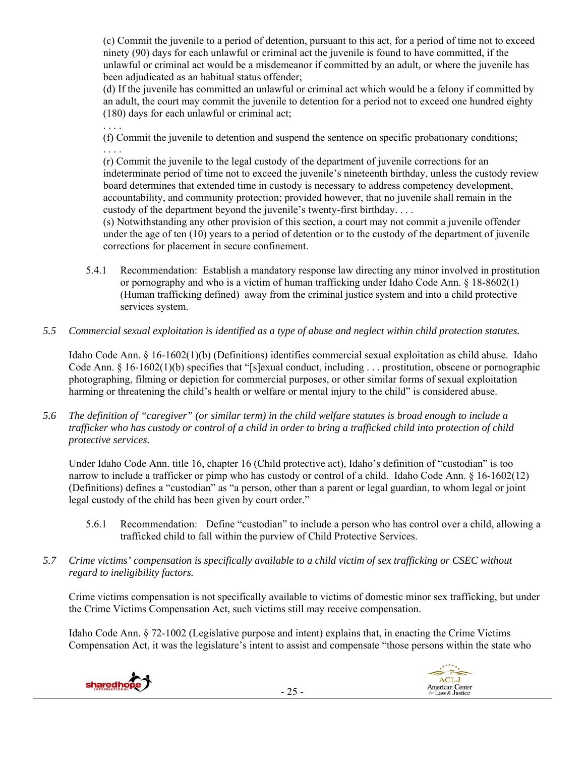(c) Commit the juvenile to a period of detention, pursuant to this act, for a period of time not to exceed ninety (90) days for each unlawful or criminal act the juvenile is found to have committed, if the unlawful or criminal act would be a misdemeanor if committed by an adult, or where the juvenile has been adjudicated as an habitual status offender;
(d) If the juvenile has committed an unlawful or criminal act which would be a felony if committed by an adult, the court may commit the juvenile to detention for a period not to exceed one hundred eighty (180) days for each unlawful or criminal act;
. . . .
(f) Commit the juvenile to detention and suspend the sentence on specific probationary conditions;
. . . .
(r) Commit the juvenile to the legal custody of the department of juvenile corrections for an indeterminate period of time not to exceed the juvenile's nineteenth birthday, unless the custody review board determines that extended time in custody is necessary to address competency development, accountability, and community protection; provided however, that no juvenile shall remain in the custody of the department beyond the juvenile's twenty-first birthday. . . .
(s) Notwithstanding any other provision of this section, a court may not commit a juvenile offender under the age of ten (10) years to a period of detention or to the custody of the department of juvenile corrections for placement in secure confinement.

5.4.1 Recommendation: Establish a mandatory response law directing any minor involved in prostitution or pornography and who is a victim of human trafficking under Idaho Code Ann. § 18-8602(1) (Human trafficking defined) away from the criminal justice system and into a child protective services system.

*5.5 Commercial sexual exploitation is identified as a type of abuse and neglect within child protection statutes.*

Idaho Code Ann. § 16-1602(1)(b) (Definitions) identifies commercial sexual exploitation as child abuse. Idaho Code Ann. § 16-1602(1)(b) specifies that "[s]exual conduct, including . . . prostitution, obscene or pornographic photographing, filming or depiction for commercial purposes, or other similar forms of sexual exploitation harming or threatening the child's health or welfare or mental injury to the child" is considered abuse.

*5.6 The definition of "caregiver" (or similar term) in the child welfare statutes is broad enough to include a trafficker who has custody or control of a child in order to bring a trafficked child into protection of child protective services.*

Under Idaho Code Ann. title 16, chapter 16 (Child protective act), Idaho's definition of "custodian" is too narrow to include a trafficker or pimp who has custody or control of a child. Idaho Code Ann. § 16-1602(12) (Definitions) defines a "custodian" as "a person, other than a parent or legal guardian, to whom legal or joint legal custody of the child has been given by court order."

5.6.1 Recommendation: Define "custodian" to include a person who has control over a child, allowing a trafficked child to fall within the purview of Child Protective Services.

*5.7 Crime victims' compensation is specifically available to a child victim of sex trafficking or CSEC without regard to ineligibility factors.*

Crime victims compensation is not specifically available to victims of domestic minor sex trafficking, but under the Crime Victims Compensation Act, such victims still may receive compensation.

Idaho Code Ann. § 72-1002 (Legislative purpose and intent) explains that, in enacting the Crime Victims Compensation Act, it was the legislature's intent to assist and compensate "those persons within the state who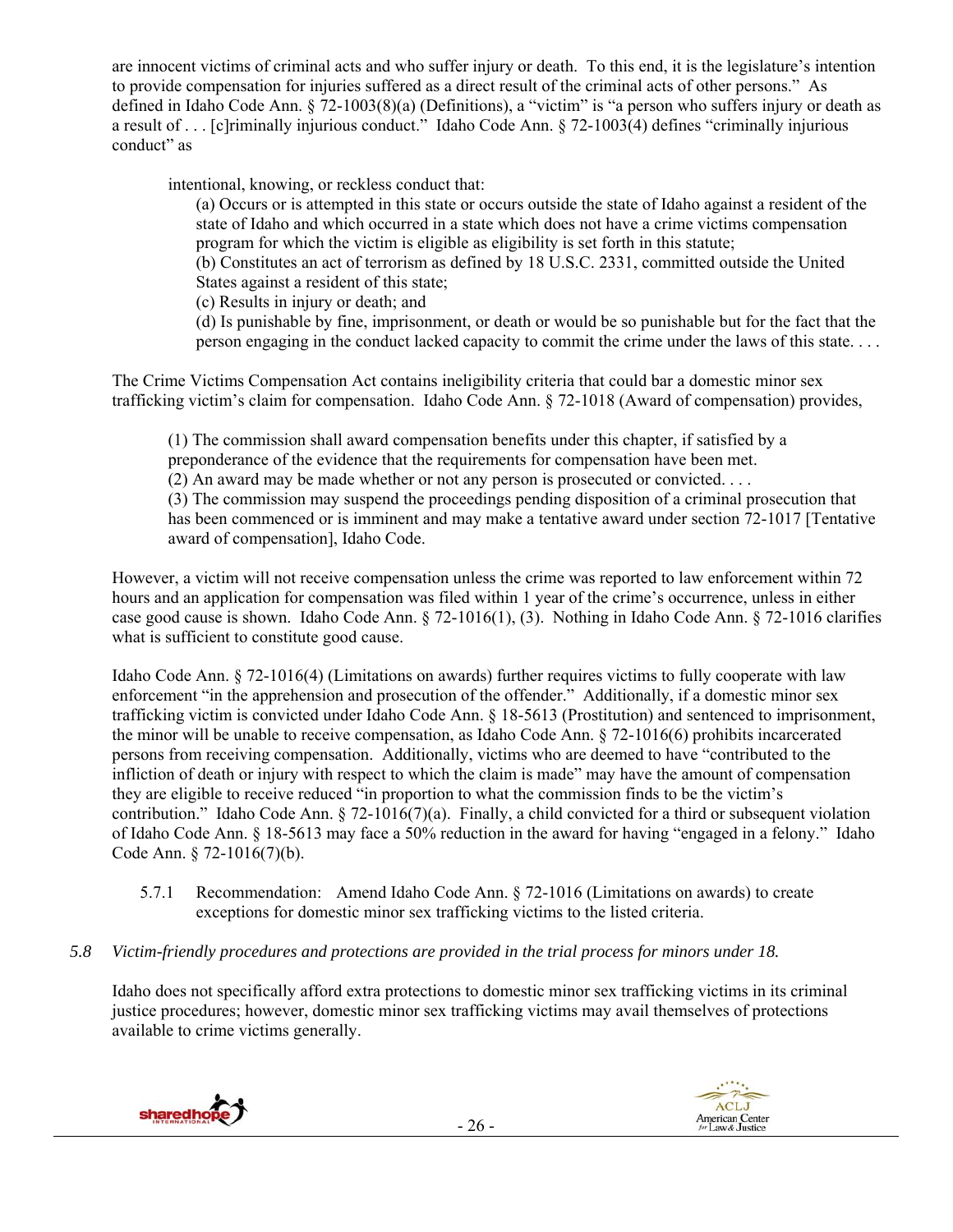are innocent victims of criminal acts and who suffer injury or death. To this end, it is the legislature's intention to provide compensation for injuries suffered as a direct result of the criminal acts of other persons." As defined in Idaho Code Ann. § 72-1003(8)(a) (Definitions), a "victim" is "a person who suffers injury or death as a result of . . . [c]riminally injurious conduct." Idaho Code Ann. § 72-1003(4) defines "criminally injurious conduct" as

> intentional, knowing, or reckless conduct that:
>
> (a) Occurs or is attempted in this state or occurs outside the state of Idaho against a resident of the state of Idaho and which occurred in a state which does not have a crime victims compensation program for which the victim is eligible as eligibility is set forth in this statute;
> (b) Constitutes an act of terrorism as defined by 18 U.S.C. 2331, committed outside the United States against a resident of this state;
> (c) Results in injury or death; and
> (d) Is punishable by fine, imprisonment, or death or would be so punishable but for the fact that the person engaging in the conduct lacked capacity to commit the crime under the laws of this state. . . .

The Crime Victims Compensation Act contains ineligibility criteria that could bar a domestic minor sex trafficking victim's claim for compensation. Idaho Code Ann. § 72-1018 (Award of compensation) provides,

> (1) The commission shall award compensation benefits under this chapter, if satisfied by a preponderance of the evidence that the requirements for compensation have been met.
> (2) An award may be made whether or not any person is prosecuted or convicted. . . .
> (3) The commission may suspend the proceedings pending disposition of a criminal prosecution that has been commenced or is imminent and may make a tentative award under section 72-1017 [Tentative award of compensation], Idaho Code.

However, a victim will not receive compensation unless the crime was reported to law enforcement within 72 hours and an application for compensation was filed within 1 year of the crime's occurrence, unless in either case good cause is shown. Idaho Code Ann. § 72-1016(1), (3). Nothing in Idaho Code Ann. § 72-1016 clarifies what is sufficient to constitute good cause.

Idaho Code Ann. § 72-1016(4) (Limitations on awards) further requires victims to fully cooperate with law enforcement "in the apprehension and prosecution of the offender." Additionally, if a domestic minor sex trafficking victim is convicted under Idaho Code Ann. § 18-5613 (Prostitution) and sentenced to imprisonment, the minor will be unable to receive compensation, as Idaho Code Ann. § 72-1016(6) prohibits incarcerated persons from receiving compensation. Additionally, victims who are deemed to have "contributed to the infliction of death or injury with respect to which the claim is made" may have the amount of compensation they are eligible to receive reduced "in proportion to what the commission finds to be the victim's contribution." Idaho Code Ann. § 72-1016(7)(a). Finally, a child convicted for a third or subsequent violation of Idaho Code Ann. § 18-5613 may face a 50% reduction in the award for having "engaged in a felony." Idaho Code Ann. § 72-1016(7)(b).

5.7.1 Recommendation: Amend Idaho Code Ann. § 72-1016 (Limitations on awards) to create exceptions for domestic minor sex trafficking victims to the listed criteria.

### *5.8 Victim-friendly procedures and protections are provided in the trial process for minors under 18.*

Idaho does not specifically afford extra protections to domestic minor sex trafficking victims in its criminal justice procedures; however, domestic minor sex trafficking victims may avail themselves of protections available to crime victims generally.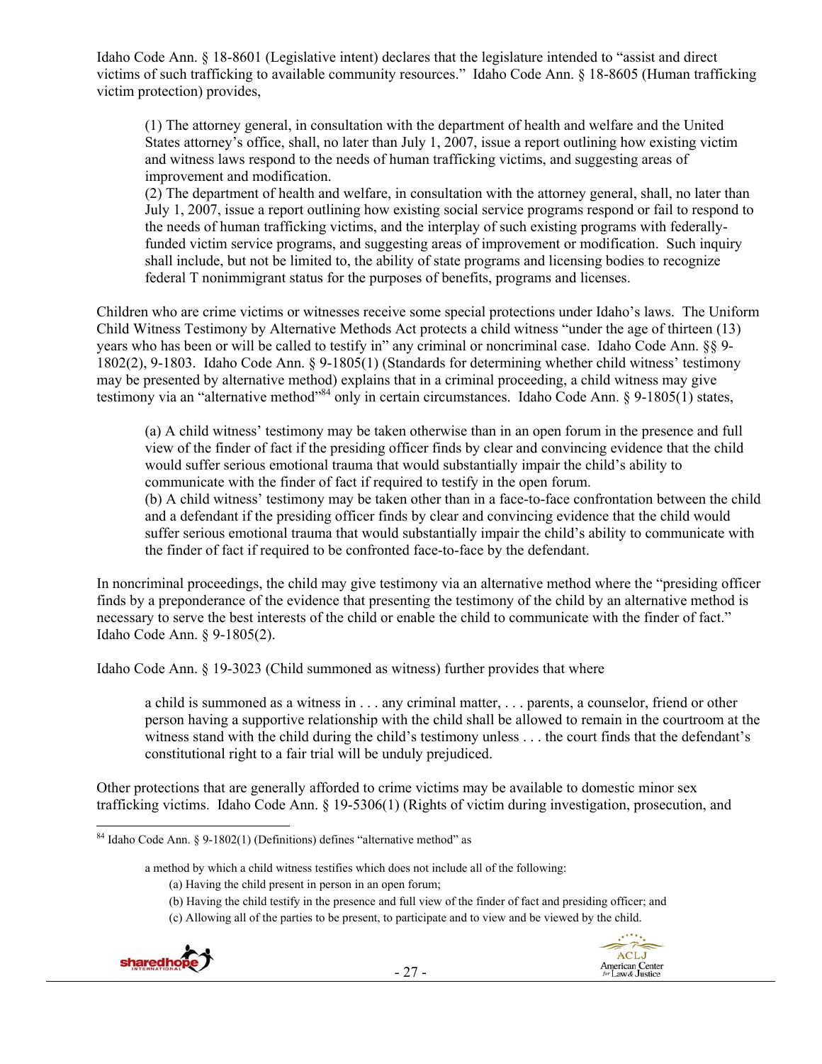Idaho Code Ann. § 18-8601 (Legislative intent) declares that the legislature intended to "assist and direct victims of such trafficking to available community resources." Idaho Code Ann. § 18-8605 (Human trafficking victim protection) provides,

> (1) The attorney general, in consultation with the department of health and welfare and the United States attorney's office, shall, no later than July 1, 2007, issue a report outlining how existing victim and witness laws respond to the needs of human trafficking victims, and suggesting areas of improvement and modification.
> (2) The department of health and welfare, in consultation with the attorney general, shall, no later than July 1, 2007, issue a report outlining how existing social service programs respond or fail to respond to the needs of human trafficking victims, and the interplay of such existing programs with federally-funded victim service programs, and suggesting areas of improvement or modification. Such inquiry shall include, but not be limited to, the ability of state programs and licensing bodies to recognize federal T nonimmigrant status for the purposes of benefits, programs and licenses.

Children who are crime victims or witnesses receive some special protections under Idaho's laws. The Uniform Child Witness Testimony by Alternative Methods Act protects a child witness "under the age of thirteen (13) years who has been or will be called to testify in" any criminal or noncriminal case. Idaho Code Ann. §§ 9-1802(2), 9-1803. Idaho Code Ann. § 9-1805(1) (Standards for determining whether child witness' testimony may be presented by alternative method) explains that in a criminal proceeding, a child witness may give testimony via an "alternative method"[84] only in certain circumstances. Idaho Code Ann. § 9-1805(1) states,

> (a) A child witness' testimony may be taken otherwise than in an open forum in the presence and full view of the finder of fact if the presiding officer finds by clear and convincing evidence that the child would suffer serious emotional trauma that would substantially impair the child's ability to communicate with the finder of fact if required to testify in the open forum.
> (b) A child witness' testimony may be taken other than in a face-to-face confrontation between the child and a defendant if the presiding officer finds by clear and convincing evidence that the child would suffer serious emotional trauma that would substantially impair the child's ability to communicate with the finder of fact if required to be confronted face-to-face by the defendant.

In noncriminal proceedings, the child may give testimony via an alternative method where the "presiding officer finds by a preponderance of the evidence that presenting the testimony of the child by an alternative method is necessary to serve the best interests of the child or enable the child to communicate with the finder of fact." Idaho Code Ann. § 9-1805(2).

Idaho Code Ann. § 19-3023 (Child summoned as witness) further provides that where

> a child is summoned as a witness in . . . any criminal matter, . . . parents, a counselor, friend or other person having a supportive relationship with the child shall be allowed to remain in the courtroom at the witness stand with the child during the child's testimony unless . . . the court finds that the defendant's constitutional right to a fair trial will be unduly prejudiced.

Other protections that are generally afforded to crime victims may be available to domestic minor sex trafficking victims. Idaho Code Ann. § 19-5306(1) (Rights of victim during investigation, prosecution, and

---

[84] Idaho Code Ann. § 9-1802(1) (Definitions) defines "alternative method" as

> a method by which a child witness testifies which does not include all of the following:
> (a) Having the child present in person in an open forum;
> (b) Having the child testify in the presence and full view of the finder of fact and presiding officer; and
> (c) Allowing all of the parties to be present, to participate and to view and be viewed by the child.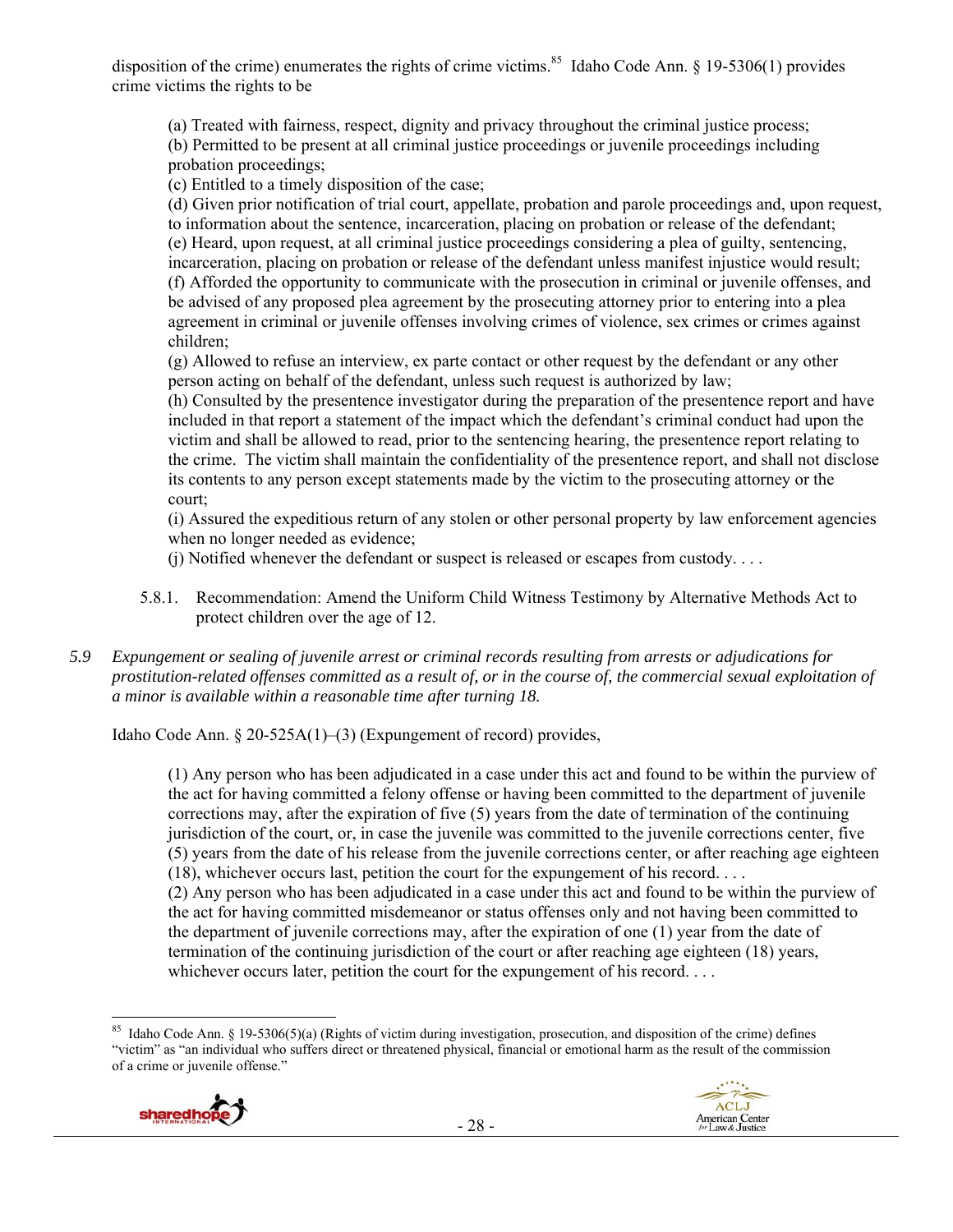disposition of the crime) enumerates the rights of crime victims.[85] Idaho Code Ann. § 19-5306(1) provides crime victims the rights to be

> (a) Treated with fairness, respect, dignity and privacy throughout the criminal justice process;
> (b) Permitted to be present at all criminal justice proceedings or juvenile proceedings including probation proceedings;
> (c) Entitled to a timely disposition of the case;
> (d) Given prior notification of trial court, appellate, probation and parole proceedings and, upon request, to information about the sentence, incarceration, placing on probation or release of the defendant;
> (e) Heard, upon request, at all criminal justice proceedings considering a plea of guilty, sentencing, incarceration, placing on probation or release of the defendant unless manifest injustice would result;
> (f) Afforded the opportunity to communicate with the prosecution in criminal or juvenile offenses, and be advised of any proposed plea agreement by the prosecuting attorney prior to entering into a plea agreement in criminal or juvenile offenses involving crimes of violence, sex crimes or crimes against children;
> (g) Allowed to refuse an interview, ex parte contact or other request by the defendant or any other person acting on behalf of the defendant, unless such request is authorized by law;
> (h) Consulted by the presentence investigator during the preparation of the presentence report and have included in that report a statement of the impact which the defendant's criminal conduct had upon the victim and shall be allowed to read, prior to the sentencing hearing, the presentence report relating to the crime. The victim shall maintain the confidentiality of the presentence report, and shall not disclose its contents to any person except statements made by the victim to the prosecuting attorney or the court;
> (i) Assured the expeditious return of any stolen or other personal property by law enforcement agencies when no longer needed as evidence;
> (j) Notified whenever the defendant or suspect is released or escapes from custody. . . .

5.8.1. Recommendation: Amend the Uniform Child Witness Testimony by Alternative Methods Act to protect children over the age of 12.

*5.9 Expungement or sealing of juvenile arrest or criminal records resulting from arrests or adjudications for prostitution-related offenses committed as a result of, or in the course of, the commercial sexual exploitation of a minor is available within a reasonable time after turning 18.*

Idaho Code Ann. § 20-525A(1)–(3) (Expungement of record) provides,

> (1) Any person who has been adjudicated in a case under this act and found to be within the purview of the act for having committed a felony offense or having been committed to the department of juvenile corrections may, after the expiration of five (5) years from the date of termination of the continuing jurisdiction of the court, or, in case the juvenile was committed to the juvenile corrections center, five (5) years from the date of his release from the juvenile corrections center, or after reaching age eighteen (18), whichever occurs last, petition the court for the expungement of his record. . . .
> (2) Any person who has been adjudicated in a case under this act and found to be within the purview of the act for having committed misdemeanor or status offenses only and not having been committed to the department of juvenile corrections may, after the expiration of one (1) year from the date of termination of the continuing jurisdiction of the court or after reaching age eighteen (18) years, whichever occurs later, petition the court for the expungement of his record. . . .

---

[85] Idaho Code Ann. § 19-5306(5)(a) (Rights of victim during investigation, prosecution, and disposition of the crime) defines "victim" as "an individual who suffers direct or threatened physical, financial or emotional harm as the result of the commission of a crime or juvenile offense."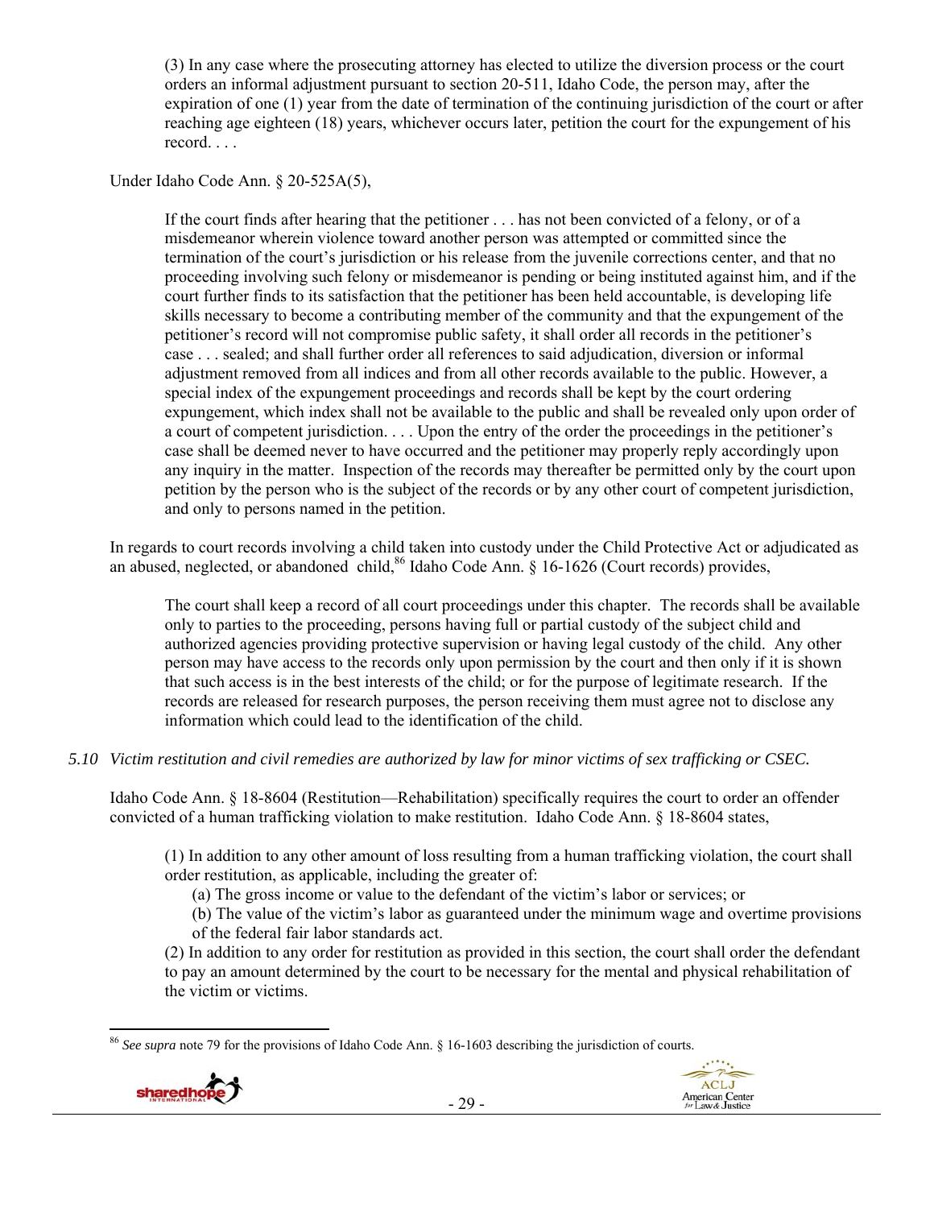> (3) In any case where the prosecuting attorney has elected to utilize the diversion process or the court orders an informal adjustment pursuant to section 20-511, Idaho Code, the person may, after the expiration of one (1) year from the date of termination of the continuing jurisdiction of the court or after reaching age eighteen (18) years, whichever occurs later, petition the court for the expungement of his record. . . .

Under Idaho Code Ann. § 20-525A(5),

> If the court finds after hearing that the petitioner . . . has not been convicted of a felony, or of a misdemeanor wherein violence toward another person was attempted or committed since the termination of the court's jurisdiction or his release from the juvenile corrections center, and that no proceeding involving such felony or misdemeanor is pending or being instituted against him, and if the court further finds to its satisfaction that the petitioner has been held accountable, is developing life skills necessary to become a contributing member of the community and that the expungement of the petitioner's record will not compromise public safety, it shall order all records in the petitioner's case . . . sealed; and shall further order all references to said adjudication, diversion or informal adjustment removed from all indices and from all other records available to the public. However, a special index of the expungement proceedings and records shall be kept by the court ordering expungement, which index shall not be available to the public and shall be revealed only upon order of a court of competent jurisdiction. . . . Upon the entry of the order the proceedings in the petitioner's case shall be deemed never to have occurred and the petitioner may properly reply accordingly upon any inquiry in the matter. Inspection of the records may thereafter be permitted only by the court upon petition by the person who is the subject of the records or by any other court of competent jurisdiction, and only to persons named in the petition.

In regards to court records involving a child taken into custody under the Child Protective Act or adjudicated as an abused, neglected, or abandoned child,[86] Idaho Code Ann. § 16-1626 (Court records) provides,

> The court shall keep a record of all court proceedings under this chapter. The records shall be available only to parties to the proceeding, persons having full or partial custody of the subject child and authorized agencies providing protective supervision or having legal custody of the child. Any other person may have access to the records only upon permission by the court and then only if it is shown that such access is in the best interests of the child; or for the purpose of legitimate research. If the records are released for research purposes, the person receiving them must agree not to disclose any information which could lead to the identification of the child.

*5.10 Victim restitution and civil remedies are authorized by law for minor victims of sex trafficking or CSEC.*

Idaho Code Ann. § 18-8604 (Restitution—Rehabilitation) specifically requires the court to order an offender convicted of a human trafficking violation to make restitution. Idaho Code Ann. § 18-8604 states,

> (1) In addition to any other amount of loss resulting from a human trafficking violation, the court shall order restitution, as applicable, including the greater of:
>
> (a) The gross income or value to the defendant of the victim's labor or services; or
>
> (b) The value of the victim's labor as guaranteed under the minimum wage and overtime provisions of the federal fair labor standards act.
>
> (2) In addition to any order for restitution as provided in this section, the court shall order the defendant to pay an amount determined by the court to be necessary for the mental and physical rehabilitation of the victim or victims.

---

[86] *See supra* note 79 for the provisions of Idaho Code Ann. § 16-1603 describing the jurisdiction of courts.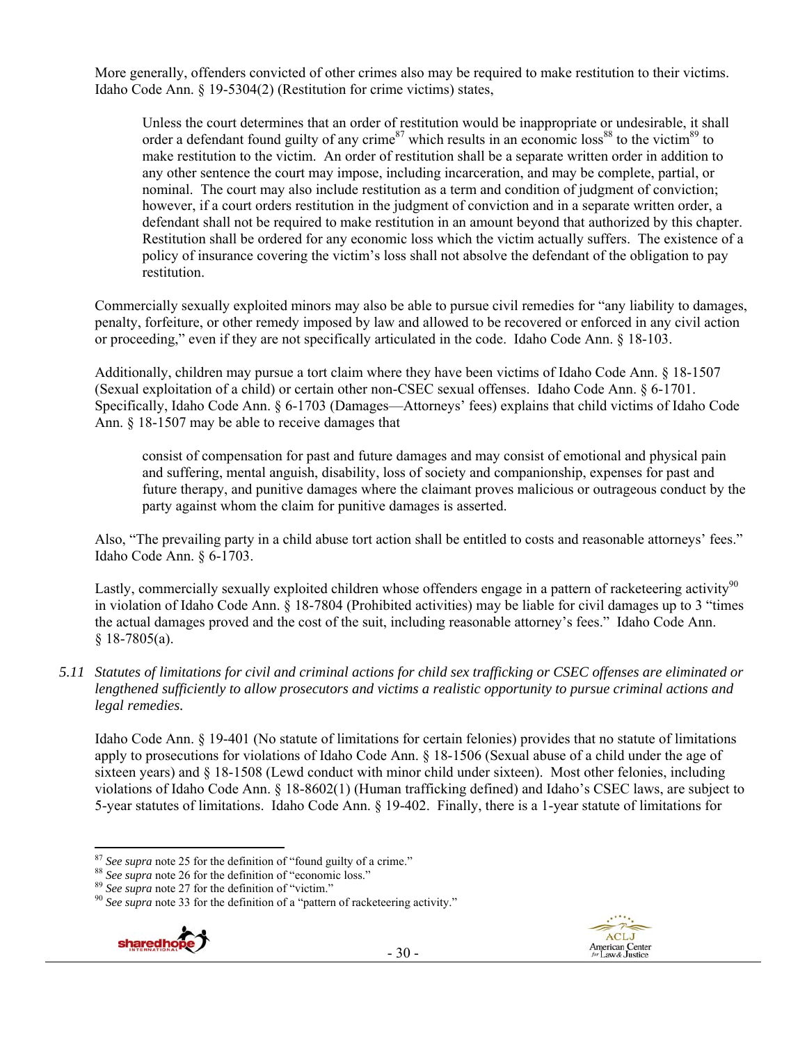More generally, offenders convicted of other crimes also may be required to make restitution to their victims. Idaho Code Ann. § 19-5304(2) (Restitution for crime victims) states,

> Unless the court determines that an order of restitution would be inappropriate or undesirable, it shall order a defendant found guilty of any crime[87] which results in an economic loss[88] to the victim[89] to make restitution to the victim. An order of restitution shall be a separate written order in addition to any other sentence the court may impose, including incarceration, and may be complete, partial, or nominal. The court may also include restitution as a term and condition of judgment of conviction; however, if a court orders restitution in the judgment of conviction and in a separate written order, a defendant shall not be required to make restitution in an amount beyond that authorized by this chapter. Restitution shall be ordered for any economic loss which the victim actually suffers. The existence of a policy of insurance covering the victim's loss shall not absolve the defendant of the obligation to pay restitution.

Commercially sexually exploited minors may also be able to pursue civil remedies for "any liability to damages, penalty, forfeiture, or other remedy imposed by law and allowed to be recovered or enforced in any civil action or proceeding," even if they are not specifically articulated in the code. Idaho Code Ann. § 18-103.

Additionally, children may pursue a tort claim where they have been victims of Idaho Code Ann. § 18-1507 (Sexual exploitation of a child) or certain other non-CSEC sexual offenses. Idaho Code Ann. § 6-1701. Specifically, Idaho Code Ann. § 6-1703 (Damages—Attorneys' fees) explains that child victims of Idaho Code Ann. § 18-1507 may be able to receive damages that

> consist of compensation for past and future damages and may consist of emotional and physical pain and suffering, mental anguish, disability, loss of society and companionship, expenses for past and future therapy, and punitive damages where the claimant proves malicious or outrageous conduct by the party against whom the claim for punitive damages is asserted.

Also, "The prevailing party in a child abuse tort action shall be entitled to costs and reasonable attorneys' fees." Idaho Code Ann. § 6-1703.

Lastly, commercially sexually exploited children whose offenders engage in a pattern of racketeering activity[90] in violation of Idaho Code Ann. § 18-7804 (Prohibited activities) may be liable for civil damages up to 3 "times the actual damages proved and the cost of the suit, including reasonable attorney's fees." Idaho Code Ann. § 18-7805(a).

*5.11 Statutes of limitations for civil and criminal actions for child sex trafficking or CSEC offenses are eliminated or lengthened sufficiently to allow prosecutors and victims a realistic opportunity to pursue criminal actions and legal remedies.*

Idaho Code Ann. § 19-401 (No statute of limitations for certain felonies) provides that no statute of limitations apply to prosecutions for violations of Idaho Code Ann. § 18-1506 (Sexual abuse of a child under the age of sixteen years) and § 18-1508 (Lewd conduct with minor child under sixteen). Most other felonies, including violations of Idaho Code Ann. § 18-8602(1) (Human trafficking defined) and Idaho's CSEC laws, are subject to 5-year statutes of limitations. Idaho Code Ann. § 19-402. Finally, there is a 1-year statute of limitations for

---

[87] *See supra* note 25 for the definition of "found guilty of a crime."

[88] *See supra* note 26 for the definition of "economic loss."

[89] *See supra* note 27 for the definition of "victim."

[90] *See supra* note 33 for the definition of a "pattern of racketeering activity."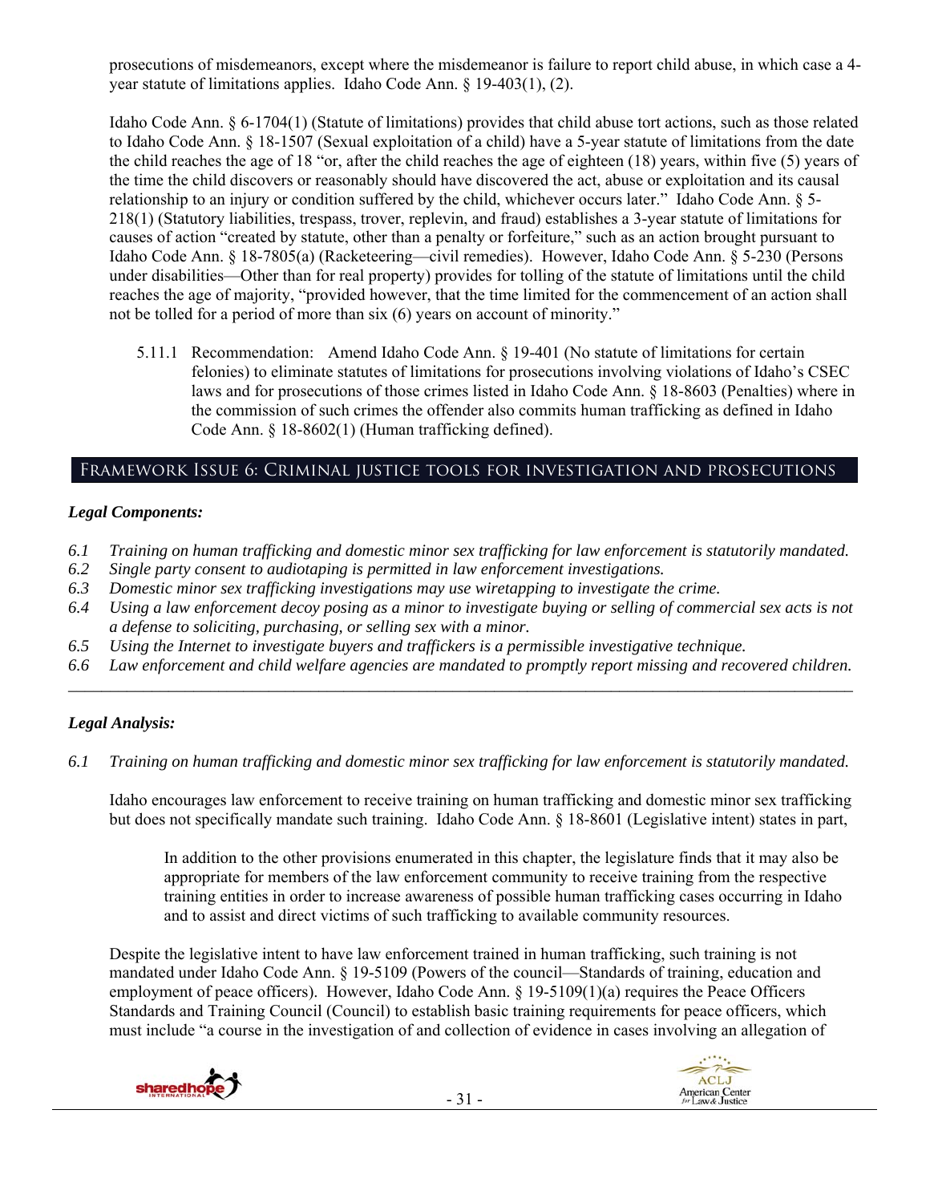prosecutions of misdemeanors, except where the misdemeanor is failure to report child abuse, in which case a 4-year statute of limitations applies. Idaho Code Ann. § 19-403(1), (2).

Idaho Code Ann. § 6-1704(1) (Statute of limitations) provides that child abuse tort actions, such as those related to Idaho Code Ann. § 18-1507 (Sexual exploitation of a child) have a 5-year statute of limitations from the date the child reaches the age of 18 "or, after the child reaches the age of eighteen (18) years, within five (5) years of the time the child discovers or reasonably should have discovered the act, abuse or exploitation and its causal relationship to an injury or condition suffered by the child, whichever occurs later." Idaho Code Ann. § 5-218(1) (Statutory liabilities, trespass, trover, replevin, and fraud) establishes a 3-year statute of limitations for causes of action "created by statute, other than a penalty or forfeiture," such as an action brought pursuant to Idaho Code Ann. § 18-7805(a) (Racketeering—civil remedies). However, Idaho Code Ann. § 5-230 (Persons under disabilities—Other than for real property) provides for tolling of the statute of limitations until the child reaches the age of majority, "provided however, that the time limited for the commencement of an action shall not be tolled for a period of more than six (6) years on account of minority."

5.11.1 Recommendation: Amend Idaho Code Ann. § 19-401 (No statute of limitations for certain felonies) to eliminate statutes of limitations for prosecutions involving violations of Idaho's CSEC laws and for prosecutions of those crimes listed in Idaho Code Ann. § 18-8603 (Penalties) where in the commission of such crimes the offender also commits human trafficking as defined in Idaho Code Ann. § 18-8602(1) (Human trafficking defined).

## Framework Issue 6: Criminal justice tools for investigation and prosecutions

### *Legal Components:*

*6.1 Training on human trafficking and domestic minor sex trafficking for law enforcement is statutorily mandated.*
*6.2 Single party consent to audiotaping is permitted in law enforcement investigations.*
*6.3 Domestic minor sex trafficking investigations may use wiretapping to investigate the crime.*
*6.4 Using a law enforcement decoy posing as a minor to investigate buying or selling of commercial sex acts is not a defense to soliciting, purchasing, or selling sex with a minor.*
*6.5 Using the Internet to investigate buyers and traffickers is a permissible investigative technique.*
*6.6 Law enforcement and child welfare agencies are mandated to promptly report missing and recovered children.*

---

### *Legal Analysis:*

*6.1 Training on human trafficking and domestic minor sex trafficking for law enforcement is statutorily mandated.*

Idaho encourages law enforcement to receive training on human trafficking and domestic minor sex trafficking but does not specifically mandate such training. Idaho Code Ann. § 18-8601 (Legislative intent) states in part,

> In addition to the other provisions enumerated in this chapter, the legislature finds that it may also be appropriate for members of the law enforcement community to receive training from the respective training entities in order to increase awareness of possible human trafficking cases occurring in Idaho and to assist and direct victims of such trafficking to available community resources.

Despite the legislative intent to have law enforcement trained in human trafficking, such training is not mandated under Idaho Code Ann. § 19-5109 (Powers of the council—Standards of training, education and employment of peace officers). However, Idaho Code Ann. § 19-5109(1)(a) requires the Peace Officers Standards and Training Council (Council) to establish basic training requirements for peace officers, which must include "a course in the investigation of and collection of evidence in cases involving an allegation of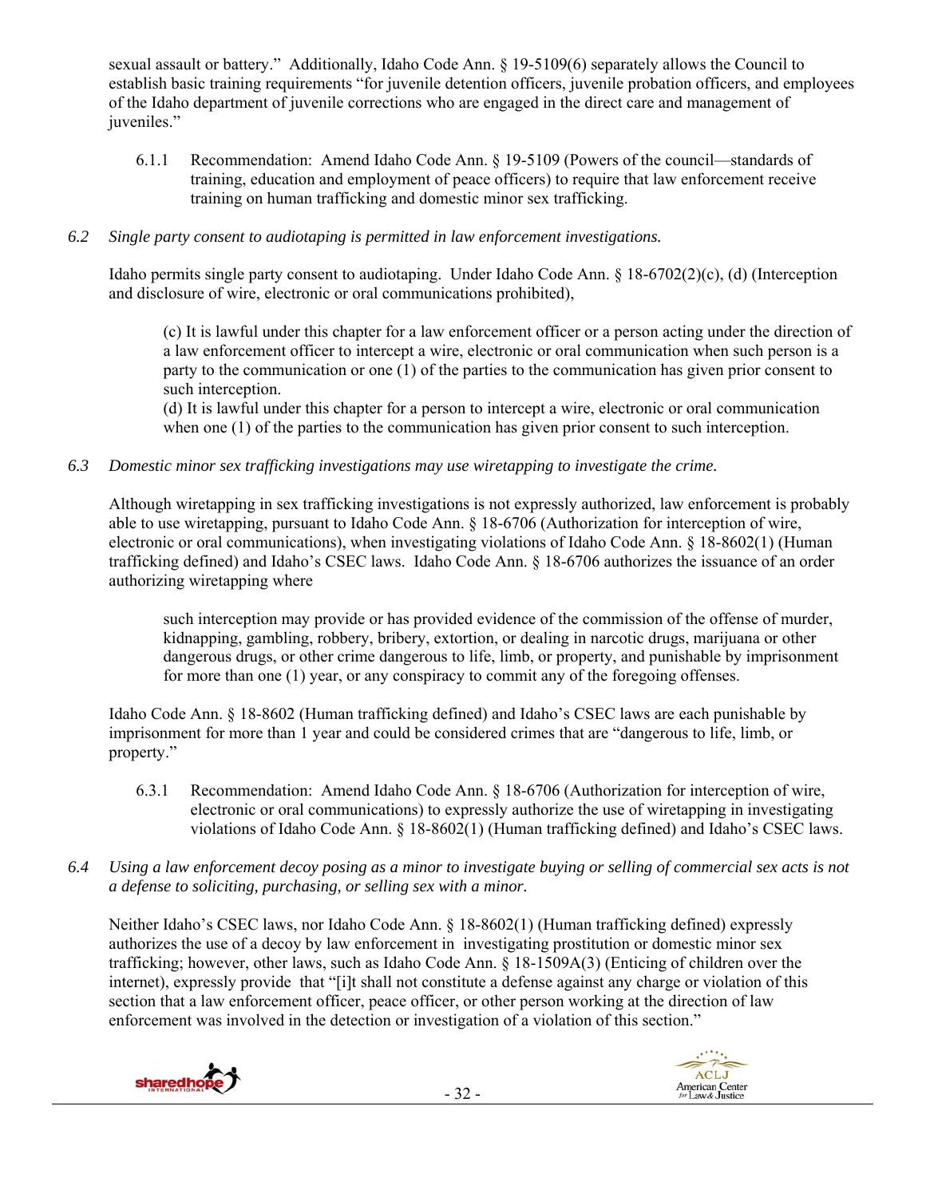sexual assault or battery." Additionally, Idaho Code Ann. § 19-5109(6) separately allows the Council to establish basic training requirements "for juvenile detention officers, juvenile probation officers, and employees of the Idaho department of juvenile corrections who are engaged in the direct care and management of juveniles."

6.1.1 Recommendation: Amend Idaho Code Ann. § 19-5109 (Powers of the council—standards of training, education and employment of peace officers) to require that law enforcement receive training on human trafficking and domestic minor sex trafficking.

*6.2 Single party consent to audiotaping is permitted in law enforcement investigations.*

Idaho permits single party consent to audiotaping. Under Idaho Code Ann. § 18-6702(2)(c), (d) (Interception and disclosure of wire, electronic or oral communications prohibited),

> (c) It is lawful under this chapter for a law enforcement officer or a person acting under the direction of a law enforcement officer to intercept a wire, electronic or oral communication when such person is a party to the communication or one (1) of the parties to the communication has given prior consent to such interception.
> (d) It is lawful under this chapter for a person to intercept a wire, electronic or oral communication when one (1) of the parties to the communication has given prior consent to such interception.

*6.3 Domestic minor sex trafficking investigations may use wiretapping to investigate the crime.*

Although wiretapping in sex trafficking investigations is not expressly authorized, law enforcement is probably able to use wiretapping, pursuant to Idaho Code Ann. § 18-6706 (Authorization for interception of wire, electronic or oral communications), when investigating violations of Idaho Code Ann. § 18-8602(1) (Human trafficking defined) and Idaho's CSEC laws. Idaho Code Ann. § 18-6706 authorizes the issuance of an order authorizing wiretapping where

> such interception may provide or has provided evidence of the commission of the offense of murder, kidnapping, gambling, robbery, bribery, extortion, or dealing in narcotic drugs, marijuana or other dangerous drugs, or other crime dangerous to life, limb, or property, and punishable by imprisonment for more than one (1) year, or any conspiracy to commit any of the foregoing offenses.

Idaho Code Ann. § 18-8602 (Human trafficking defined) and Idaho's CSEC laws are each punishable by imprisonment for more than 1 year and could be considered crimes that are "dangerous to life, limb, or property."

6.3.1 Recommendation: Amend Idaho Code Ann. § 18-6706 (Authorization for interception of wire, electronic or oral communications) to expressly authorize the use of wiretapping in investigating violations of Idaho Code Ann. § 18-8602(1) (Human trafficking defined) and Idaho's CSEC laws.

*6.4 Using a law enforcement decoy posing as a minor to investigate buying or selling of commercial sex acts is not a defense to soliciting, purchasing, or selling sex with a minor.*

Neither Idaho's CSEC laws, nor Idaho Code Ann. § 18-8602(1) (Human trafficking defined) expressly authorizes the use of a decoy by law enforcement in investigating prostitution or domestic minor sex trafficking; however, other laws, such as Idaho Code Ann. § 18-1509A(3) (Enticing of children over the internet), expressly provide that "[i]t shall not constitute a defense against any charge or violation of this section that a law enforcement officer, peace officer, or other person working at the direction of law enforcement was involved in the detection or investigation of a violation of this section."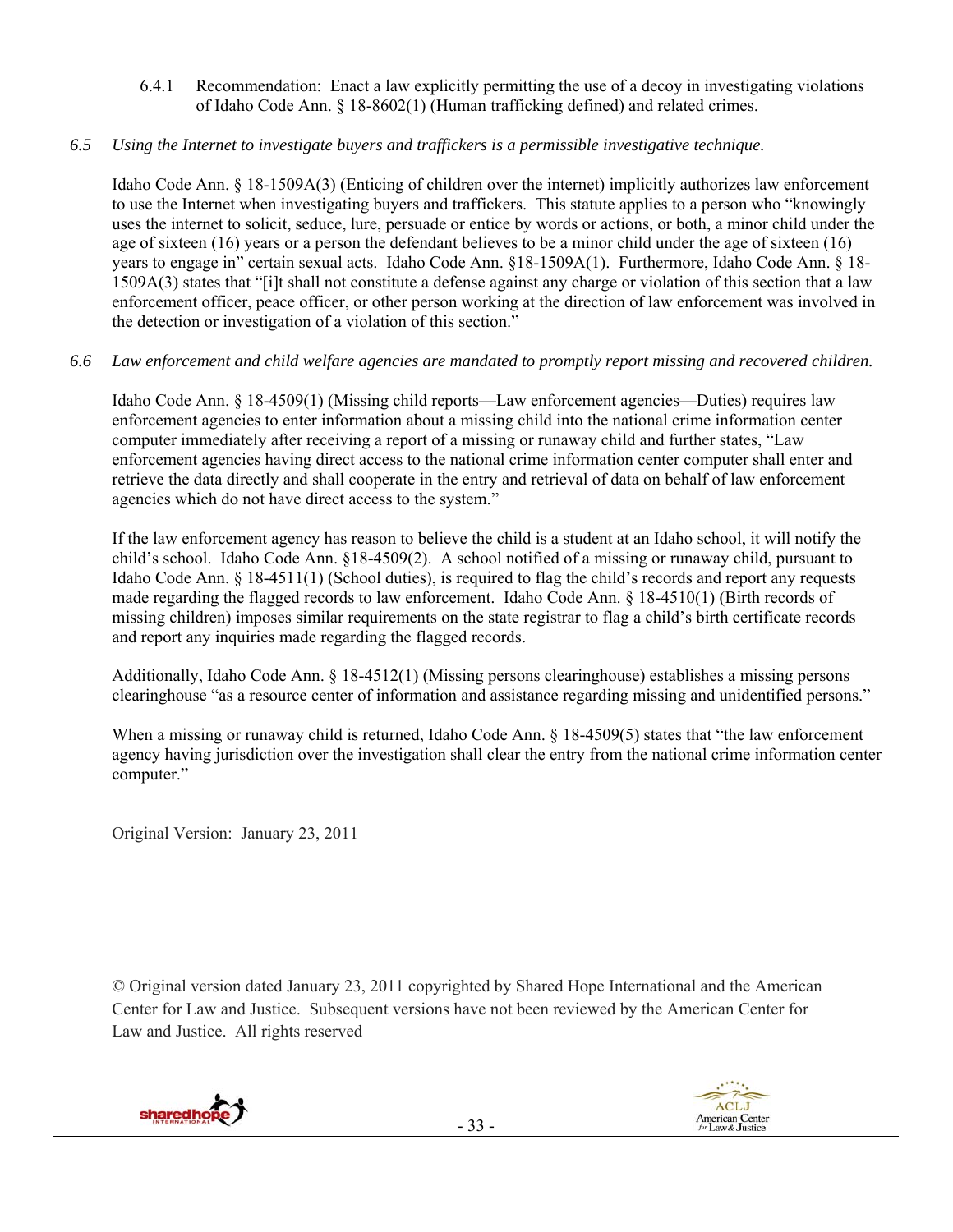6.4.1 Recommendation: Enact a law explicitly permitting the use of a decoy in investigating violations of Idaho Code Ann. § 18-8602(1) (Human trafficking defined) and related crimes.

*6.5 Using the Internet to investigate buyers and traffickers is a permissible investigative technique.*

Idaho Code Ann. § 18-1509A(3) (Enticing of children over the internet) implicitly authorizes law enforcement to use the Internet when investigating buyers and traffickers. This statute applies to a person who "knowingly uses the internet to solicit, seduce, lure, persuade or entice by words or actions, or both, a minor child under the age of sixteen (16) years or a person the defendant believes to be a minor child under the age of sixteen (16) years to engage in" certain sexual acts. Idaho Code Ann. §18-1509A(1). Furthermore, Idaho Code Ann. § 18-1509A(3) states that "[i]t shall not constitute a defense against any charge or violation of this section that a law enforcement officer, peace officer, or other person working at the direction of law enforcement was involved in the detection or investigation of a violation of this section."

*6.6 Law enforcement and child welfare agencies are mandated to promptly report missing and recovered children.*

Idaho Code Ann. § 18-4509(1) (Missing child reports—Law enforcement agencies—Duties) requires law enforcement agencies to enter information about a missing child into the national crime information center computer immediately after receiving a report of a missing or runaway child and further states, "Law enforcement agencies having direct access to the national crime information center computer shall enter and retrieve the data directly and shall cooperate in the entry and retrieval of data on behalf of law enforcement agencies which do not have direct access to the system."

If the law enforcement agency has reason to believe the child is a student at an Idaho school, it will notify the child's school. Idaho Code Ann. §18-4509(2). A school notified of a missing or runaway child, pursuant to Idaho Code Ann. § 18-4511(1) (School duties), is required to flag the child's records and report any requests made regarding the flagged records to law enforcement. Idaho Code Ann. § 18-4510(1) (Birth records of missing children) imposes similar requirements on the state registrar to flag a child's birth certificate records and report any inquiries made regarding the flagged records.

Additionally, Idaho Code Ann. § 18-4512(1) (Missing persons clearinghouse) establishes a missing persons clearinghouse "as a resource center of information and assistance regarding missing and unidentified persons."

When a missing or runaway child is returned, Idaho Code Ann. § 18-4509(5) states that "the law enforcement agency having jurisdiction over the investigation shall clear the entry from the national crime information center computer."

Original Version: January 23, 2011

© Original version dated January 23, 2011 copyrighted by Shared Hope International and the American Center for Law and Justice. Subsequent versions have not been reviewed by the American Center for Law and Justice. All rights reserved